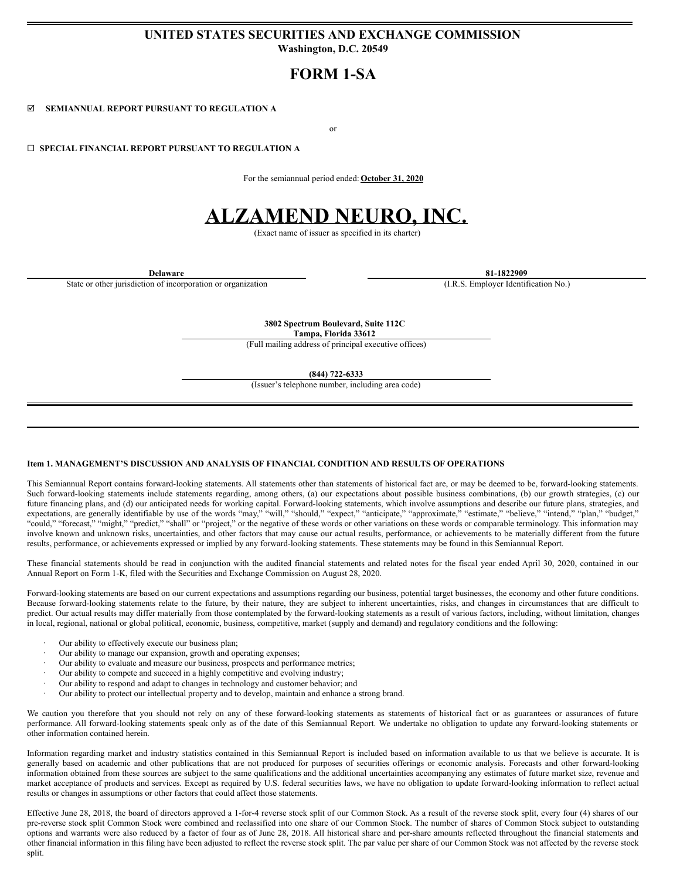# UNITED STATES SECURITIES AND EXCHANGE COMMISSION

**Washington, D.C. 20549**

# FORM 1-SA

☑ **SEMIANNUAL REPORT PURSUANT TO REGULATION A**

or

☐ **SPECIAL FINANCIAL REPORT PURSUANT TO REGULATION A**

For the semiannual period ended: **October 31, 2020**

# ALZAMEND NEURO, INC.

(Exact name of issuer as specified in its charter)

| **Delaware** | **81-1822909** |
|---|---|
| State or other jurisdiction of incorporation or organization | (I.R.S. Employer Identification No.) |

**3802 Spectrum Boulevard, Suite 112C**
**Tampa, Florida 33612**
(Full mailing address of principal executive offices)

**(844) 722-6333**
(Issuer's telephone number, including area code)

---

**Item 1. MANAGEMENT'S DISCUSSION AND ANALYSIS OF FINANCIAL CONDITION AND RESULTS OF OPERATIONS**

This Semiannual Report contains forward-looking statements. All statements other than statements of historical fact are, or may be deemed to be, forward-looking statements. Such forward-looking statements include statements regarding, among others, (a) our expectations about possible business combinations, (b) our growth strategies, (c) our future financing plans, and (d) our anticipated needs for working capital. Forward-looking statements, which involve assumptions and describe our future plans, strategies, and expectations, are generally identifiable by use of the words "may," "will," "should," "expect," "anticipate," "approximate," "estimate," "believe," "intend," "plan," "budget," "could," "forecast," "might," "predict," "shall" or "project," or the negative of these words or other variations on these words or comparable terminology. This information may involve known and unknown risks, uncertainties, and other factors that may cause our actual results, performance, or achievements to be materially different from the future results, performance, or achievements expressed or implied by any forward-looking statements. These statements may be found in this Semiannual Report.

These financial statements should be read in conjunction with the audited financial statements and related notes for the fiscal year ended April 30, 2020, contained in our Annual Report on Form 1-K, filed with the Securities and Exchange Commission on August 28, 2020.

Forward-looking statements are based on our current expectations and assumptions regarding our business, potential target businesses, the economy and other future conditions. Because forward-looking statements relate to the future, by their nature, they are subject to inherent uncertainties, risks, and changes in circumstances that are difficult to predict. Our actual results may differ materially from those contemplated by the forward-looking statements as a result of various factors, including, without limitation, changes in local, regional, national or global political, economic, business, competitive, market (supply and demand) and regulatory conditions and the following:

- Our ability to effectively execute our business plan;
- Our ability to manage our expansion, growth and operating expenses;
- Our ability to evaluate and measure our business, prospects and performance metrics;
- Our ability to compete and succeed in a highly competitive and evolving industry;
- Our ability to respond and adapt to changes in technology and customer behavior; and
- Our ability to protect our intellectual property and to develop, maintain and enhance a strong brand.

We caution you therefore that you should not rely on any of these forward-looking statements as statements of historical fact or as guarantees or assurances of future performance. All forward-looking statements speak only as of the date of this Semiannual Report. We undertake no obligation to update any forward-looking statements or other information contained herein.

Information regarding market and industry statistics contained in this Semiannual Report is included based on information available to us that we believe is accurate. It is generally based on academic and other publications that are not produced for purposes of securities offerings or economic analysis. Forecasts and other forward-looking information obtained from these sources are subject to the same qualifications and the additional uncertainties accompanying any estimates of future market size, revenue and market acceptance of products and services. Except as required by U.S. federal securities laws, we have no obligation to update forward-looking information to reflect actual results or changes in assumptions or other factors that could affect those statements.

Effective June 28, 2018, the board of directors approved a 1-for-4 reverse stock split of our Common Stock. As a result of the reverse stock split, every four (4) shares of our pre-reverse stock split Common Stock were combined and reclassified into one share of our Common Stock. The number of shares of Common Stock subject to outstanding options and warrants were also reduced by a factor of four as of June 28, 2018. All historical share and per-share amounts reflected throughout the financial statements and other financial information in this filing have been adjusted to reflect the reverse stock split. The par value per share of our Common Stock was not affected by the reverse stock split.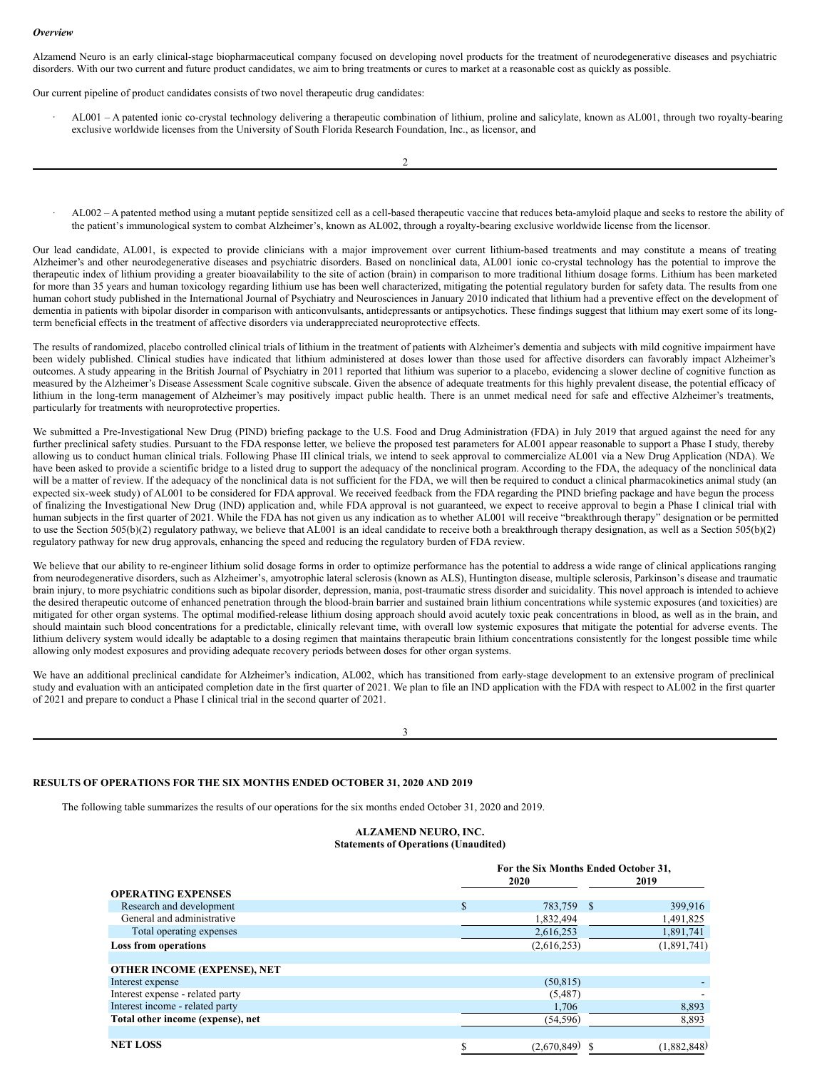*Overview*

Alzamend Neuro is an early clinical-stage biopharmaceutical company focused on developing novel products for the treatment of neurodegenerative diseases and psychiatric disorders. With our two current and future product candidates, we aim to bring treatments or cures to market at a reasonable cost as quickly as possible.

Our current pipeline of product candidates consists of two novel therapeutic drug candidates:

- AL001 – A patented ionic co-crystal technology delivering a therapeutic combination of lithium, proline and salicylate, known as AL001, through two royalty-bearing exclusive worldwide licenses from the University of South Florida Research Foundation, Inc., as licensor, and

- AL002 – A patented method using a mutant peptide sensitized cell as a cell-based therapeutic vaccine that reduces beta-amyloid plaque and seeks to restore the ability of the patient's immunological system to combat Alzheimer's, known as AL002, through a royalty-bearing exclusive worldwide license from the licensor.

Our lead candidate, AL001, is expected to provide clinicians with a major improvement over current lithium-based treatments and may constitute a means of treating Alzheimer's and other neurodegenerative diseases and psychiatric disorders. Based on nonclinical data, AL001 ionic co-crystal technology has the potential to improve the therapeutic index of lithium providing a greater bioavailability to the site of action (brain) in comparison to more traditional lithium dosage forms. Lithium has been marketed for more than 35 years and human toxicology regarding lithium use has been well characterized, mitigating the potential regulatory burden for safety data. The results from one human cohort study published in the International Journal of Psychiatry and Neurosciences in January 2010 indicated that lithium had a preventive effect on the development of dementia in patients with bipolar disorder in comparison with anticonvulsants, antidepressants or antipsychotics. These findings suggest that lithium may exert some of its long-term beneficial effects in the treatment of affective disorders via underappreciated neuroprotective effects.

The results of randomized, placebo controlled clinical trials of lithium in the treatment of patients with Alzheimer's dementia and subjects with mild cognitive impairment have been widely published. Clinical studies have indicated that lithium administered at doses lower than those used for affective disorders can favorably impact Alzheimer's outcomes. A study appearing in the British Journal of Psychiatry in 2011 reported that lithium was superior to a placebo, evidencing a slower decline of cognitive function as measured by the Alzheimer's Disease Assessment Scale cognitive subscale. Given the absence of adequate treatments for this highly prevalent disease, the potential efficacy of lithium in the long-term management of Alzheimer's may positively impact public health. There is an unmet medical need for safe and effective Alzheimer's treatments, particularly for treatments with neuroprotective properties.

We submitted a Pre-Investigational New Drug (PIND) briefing package to the U.S. Food and Drug Administration (FDA) in July 2019 that argued against the need for any further preclinical safety studies. Pursuant to the FDA response letter, we believe the proposed test parameters for AL001 appear reasonable to support a Phase I study, thereby allowing us to conduct human clinical trials. Following Phase III clinical trials, we intend to seek approval to commercialize AL001 via a New Drug Application (NDA). We have been asked to provide a scientific bridge to a listed drug to support the adequacy of the nonclinical program. According to the FDA, the adequacy of the nonclinical data will be a matter of review. If the adequacy of the nonclinical data is not sufficient for the FDA, we will then be required to conduct a clinical pharmacokinetics animal study (an expected six-week study) of AL001 to be considered for FDA approval. We received feedback from the FDA regarding the PIND briefing package and have begun the process of finalizing the Investigational New Drug (IND) application and, while FDA approval is not guaranteed, we expect to receive approval to begin a Phase I clinical trial with human subjects in the first quarter of 2021. While the FDA has not given us any indication as to whether AL001 will receive "breakthrough therapy" designation or be permitted to use the Section 505(b)(2) regulatory pathway, we believe that AL001 is an ideal candidate to receive both a breakthrough therapy designation, as well as a Section 505(b)(2) regulatory pathway for new drug approvals, enhancing the speed and reducing the regulatory burden of FDA review.

We believe that our ability to re-engineer lithium solid dosage forms in order to optimize performance has the potential to address a wide range of clinical applications ranging from neurodegenerative disorders, such as Alzheimer's, amyotrophic lateral sclerosis (known as ALS), Huntington disease, multiple sclerosis, Parkinson's disease and traumatic brain injury, to more psychiatric conditions such as bipolar disorder, depression, mania, post-traumatic stress disorder and suicidality. This novel approach is intended to achieve the desired therapeutic outcome of enhanced penetration through the blood-brain barrier and sustained brain lithium concentrations while systemic exposures (and toxicities) are mitigated for other organ systems. The optimal modified-release lithium dosing approach should avoid acutely toxic peak concentrations in blood, as well as in the brain, and should maintain such blood concentrations for a predictable, clinically relevant time, with overall low systemic exposures that mitigate the potential for adverse events. The lithium delivery system would ideally be adaptable to a dosing regimen that maintains therapeutic brain lithium concentrations consistently for the longest possible time while allowing only modest exposures and providing adequate recovery periods between doses for other organ systems.

We have an additional preclinical candidate for Alzheimer's indication, AL002, which has transitioned from early-stage development to an extensive program of preclinical study and evaluation with an anticipated completion date in the first quarter of 2021. We plan to file an IND application with the FDA with respect to AL002 in the first quarter of 2021 and prepare to conduct a Phase I clinical trial in the second quarter of 2021.

## RESULTS OF OPERATIONS FOR THE SIX MONTHS ENDED OCTOBER 31, 2020 AND 2019

The following table summarizes the results of our operations for the six months ended October 31, 2020 and 2019.

**ALZAMEND NEURO, INC.**
**Statements of Operations (Unaudited)**

| | For the Six Months Ended October 31, | |
|---|---|---|
| | 2020 | 2019 |
| **OPERATING EXPENSES** | | |
| Research and development | $ 783,759 | $ 399,916 |
| General and administrative | 1,832,494 | 1,491,825 |
| Total operating expenses | 2,616,253 | 1,891,741 |
| **Loss from operations** | (2,616,253) | (1,891,741) |
| | | |
| **OTHER INCOME (EXPENSE), NET** | | |
| Interest expense | (50,815) | - |
| Interest expense - related party | (5,487) | - |
| Interest income - related party | 1,706 | 8,893 |
| **Total other income (expense), net** | (54,596) | 8,893 |
| | | |
| **NET LOSS** | $ (2,670,849) | $ (1,882,848) |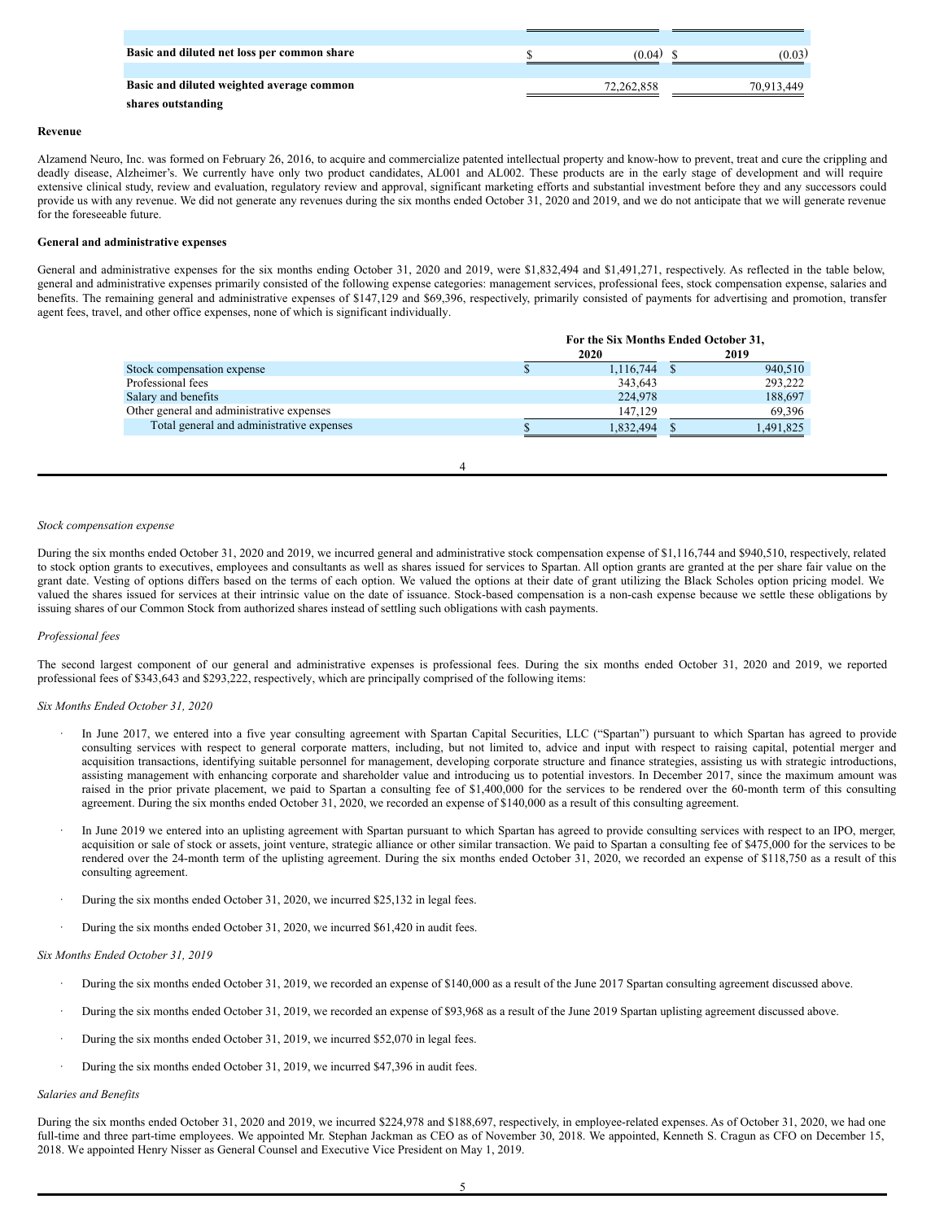| | | |
|---|---|---|
| Basic and diluted net loss per common share | $ (0.04) | $ (0.03) |
| Basic and diluted weighted average common shares outstanding | 72,262,858 | 70,913,449 |

**Revenue**

Alzamend Neuro, Inc. was formed on February 26, 2016, to acquire and commercialize patented intellectual property and know-how to prevent, treat and cure the crippling and deadly disease, Alzheimer's. We currently have only two product candidates, AL001 and AL002. These products are in the early stage of development and will require extensive clinical study, review and evaluation, regulatory review and approval, significant marketing efforts and substantial investment before they and any successors could provide us with any revenue. We did not generate any revenues during the six months ended October 31, 2020 and 2019, and we do not anticipate that we will generate revenue for the foreseeable future.

**General and administrative expenses**

General and administrative expenses for the six months ending October 31, 2020 and 2019, were $1,832,494 and $1,491,271, respectively. As reflected in the table below, general and administrative expenses primarily consisted of the following expense categories: management services, professional fees, stock compensation expense, salaries and benefits. The remaining general and administrative expenses of $147,129 and $69,396, respectively, primarily consisted of payments for advertising and promotion, transfer agent fees, travel, and other office expenses, none of which is significant individually.

| | For the Six Months Ended October 31, | |
|---|---|---|
| | 2020 | 2019 |
| Stock compensation expense | $ 1,116,744 | $ 940,510 |
| Professional fees | 343,643 | 293,222 |
| Salary and benefits | 224,978 | 188,697 |
| Other general and administrative expenses | 147,129 | 69,396 |
| Total general and administrative expenses | $ 1,832,494 | $ 1,491,825 |

*Stock compensation expense*

During the six months ended October 31, 2020 and 2019, we incurred general and administrative stock compensation expense of $1,116,744 and $940,510, respectively, related to stock option grants to executives, employees and consultants as well as shares issued for services to Spartan. All option grants are granted at the per share fair value on the grant date. Vesting of options differs based on the terms of each option. We valued the options at their date of grant utilizing the Black Scholes option pricing model. We valued the shares issued for services at their intrinsic value on the date of issuance. Stock-based compensation is a non-cash expense because we settle these obligations by issuing shares of our Common Stock from authorized shares instead of settling such obligations with cash payments.

*Professional fees*

The second largest component of our general and administrative expenses is professional fees. During the six months ended October 31, 2020 and 2019, we reported professional fees of $343,643 and $293,222, respectively, which are principally comprised of the following items:

*Six Months Ended October 31, 2020*

- In June 2017, we entered into a five year consulting agreement with Spartan Capital Securities, LLC ("Spartan") pursuant to which Spartan has agreed to provide consulting services with respect to general corporate matters, including, but not limited to, advice and input with respect to raising capital, potential merger and acquisition transactions, identifying suitable personnel for management, developing corporate structure and finance strategies, assisting us with strategic introductions, assisting management with enhancing corporate and shareholder value and introducing us to potential investors. In December 2017, since the maximum amount was raised in the prior private placement, we paid to Spartan a consulting fee of $1,400,000 for the services to be rendered over the 60-month term of this consulting agreement. During the six months ended October 31, 2020, we recorded an expense of $140,000 as a result of this consulting agreement.

- In June 2019 we entered into an uplisting agreement with Spartan pursuant to which Spartan has agreed to provide consulting services with respect to an IPO, merger, acquisition or sale of stock or assets, joint venture, strategic alliance or other similar transaction. We paid to Spartan a consulting fee of $475,000 for the services to be rendered over the 24-month term of the uplisting agreement. During the six months ended October 31, 2020, we recorded an expense of $118,750 as a result of this consulting agreement.

- During the six months ended October 31, 2020, we incurred $25,132 in legal fees.

- During the six months ended October 31, 2020, we incurred $61,420 in audit fees.

*Six Months Ended October 31, 2019*

- During the six months ended October 31, 2019, we recorded an expense of $140,000 as a result of the June 2017 Spartan consulting agreement discussed above.

- During the six months ended October 31, 2019, we recorded an expense of $93,968 as a result of the June 2019 Spartan uplisting agreement discussed above.

- During the six months ended October 31, 2019, we incurred $52,070 in legal fees.

- During the six months ended October 31, 2019, we incurred $47,396 in audit fees.

*Salaries and Benefits*

During the six months ended October 31, 2020 and 2019, we incurred $224,978 and $188,697, respectively, in employee-related expenses. As of October 31, 2020, we had one full-time and three part-time employees. We appointed Mr. Stephan Jackman as CEO as of November 30, 2018. We appointed, Kenneth S. Cragun as CFO on December 15, 2018. We appointed Henry Nisser as General Counsel and Executive Vice President on May 1, 2019.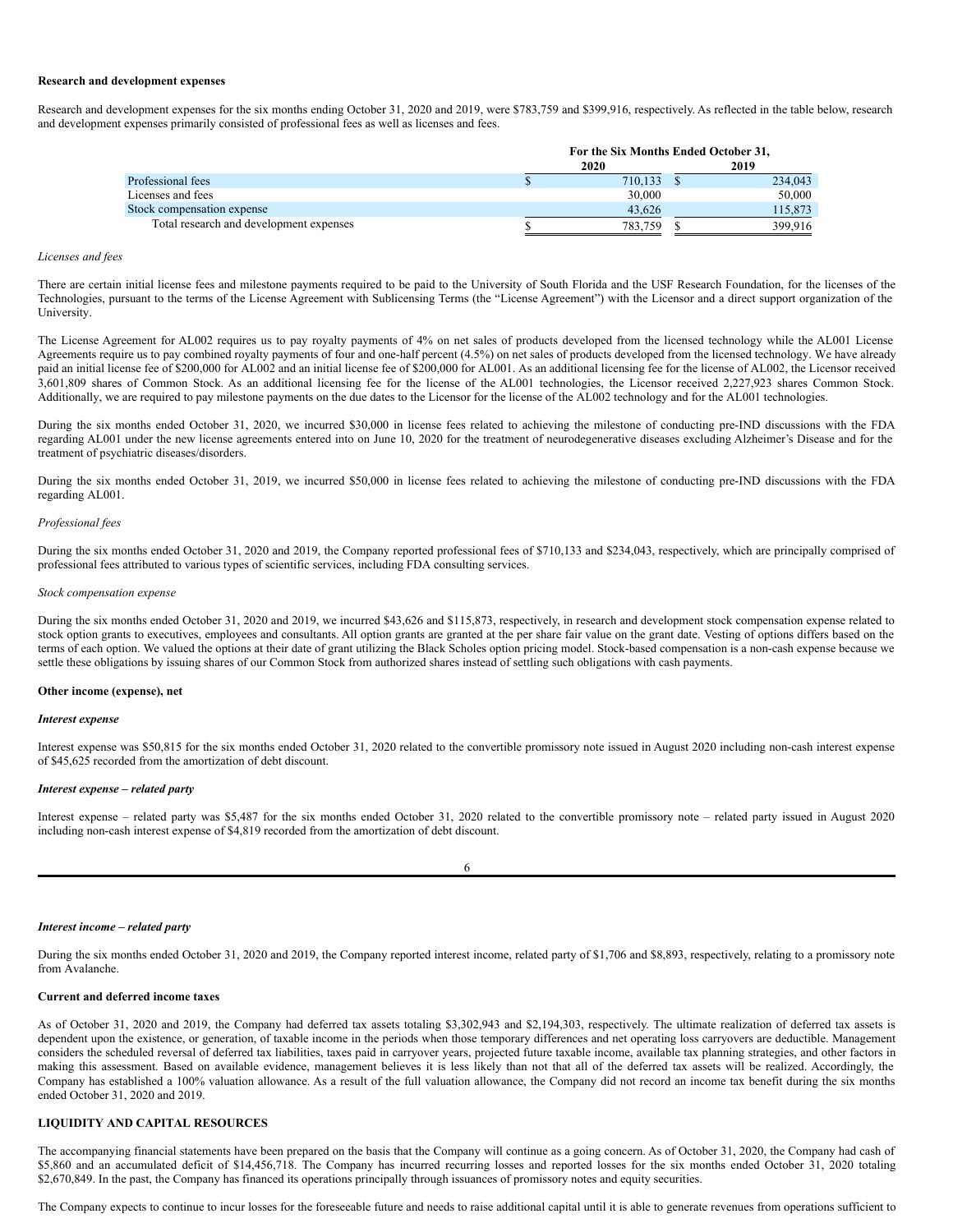**Research and development expenses**

Research and development expenses for the six months ending October 31, 2020 and 2019, were $783,759 and $399,916, respectively. As reflected in the table below, research and development expenses primarily consisted of professional fees as well as licenses and fees.

| | For the Six Months Ended October 31, | |
|---|---|---|
| | 2020 | 2019 |
| Professional fees | $ 710,133 | $ 234,043 |
| Licenses and fees | 30,000 | 50,000 |
| Stock compensation expense | 43,626 | 115,873 |
| Total research and development expenses | $ 783,759 | $ 399,916 |

*Licenses and fees*

There are certain initial license fees and milestone payments required to be paid to the University of South Florida and the USF Research Foundation, for the licenses of the Technologies, pursuant to the terms of the License Agreement with Sublicensing Terms (the "License Agreement") with the Licensor and a direct support organization of the University.

The License Agreement for AL002 requires us to pay royalty payments of 4% on net sales of products developed from the licensed technology while the AL001 License Agreements require us to pay combined royalty payments of four and one-half percent (4.5%) on net sales of products developed from the licensed technology. We have already paid an initial license fee of $200,000 for AL002 and an initial license fee of $200,000 for AL001. As an additional licensing fee for the license of AL002, the Licensor received 3,601,809 shares of Common Stock. As an additional licensing fee for the license of the AL001 technologies, the Licensor received 2,227,923 shares Common Stock. Additionally, we are required to pay milestone payments on the due dates to the Licensor for the license of the AL002 technology and for the AL001 technologies.

During the six months ended October 31, 2020, we incurred $30,000 in license fees related to achieving the milestone of conducting pre-IND discussions with the FDA regarding AL001 under the new license agreements entered into on June 10, 2020 for the treatment of neurodegenerative diseases excluding Alzheimer's Disease and for the treatment of psychiatric diseases/disorders.

During the six months ended October 31, 2019, we incurred $50,000 in license fees related to achieving the milestone of conducting pre-IND discussions with the FDA regarding AL001.

*Professional fees*

During the six months ended October 31, 2020 and 2019, the Company reported professional fees of $710,133 and $234,043, respectively, which are principally comprised of professional fees attributed to various types of scientific services, including FDA consulting services.

*Stock compensation expense*

During the six months ended October 31, 2020 and 2019, we incurred $43,626 and $115,873, respectively, in research and development stock compensation expense related to stock option grants to executives, employees and consultants. All option grants are granted at the per share fair value on the grant date. Vesting of options differs based on the terms of each option. We valued the options at their date of grant utilizing the Black Scholes option pricing model. Stock-based compensation is a non-cash expense because we settle these obligations by issuing shares of our Common Stock from authorized shares instead of settling such obligations with cash payments.

**Other income (expense), net**

***Interest expense***

Interest expense was $50,815 for the six months ended October 31, 2020 related to the convertible promissory note issued in August 2020 including non-cash interest expense of $45,625 recorded from the amortization of debt discount.

***Interest expense – related party***

Interest expense – related party was $5,487 for the six months ended October 31, 2020 related to the convertible promissory note – related party issued in August 2020 including non-cash interest expense of $4,819 recorded from the amortization of debt discount.

***Interest income – related party***

During the six months ended October 31, 2020 and 2019, the Company reported interest income, related party of $1,706 and $8,893, respectively, relating to a promissory note from Avalanche.

**Current and deferred income taxes**

As of October 31, 2020 and 2019, the Company had deferred tax assets totaling $3,302,943 and $2,194,303, respectively. The ultimate realization of deferred tax assets is dependent upon the existence, or generation, of taxable income in the periods when those temporary differences and net operating loss carryovers are deductible. Management considers the scheduled reversal of deferred tax liabilities, taxes paid in carryover years, projected future taxable income, available tax planning strategies, and other factors in making this assessment. Based on available evidence, management believes it is less likely than not that all of the deferred tax assets will be realized. Accordingly, the Company has established a 100% valuation allowance. As a result of the full valuation allowance, the Company did not record an income tax benefit during the six months ended October 31, 2020 and 2019.

**LIQUIDITY AND CAPITAL RESOURCES**

The accompanying financial statements have been prepared on the basis that the Company will continue as a going concern. As of October 31, 2020, the Company had cash of $5,860 and an accumulated deficit of $14,456,718. The Company has incurred recurring losses and reported losses for the six months ended October 31, 2020 totaling $2,670,849. In the past, the Company has financed its operations principally through issuances of promissory notes and equity securities.

The Company expects to continue to incur losses for the foreseeable future and needs to raise additional capital until it is able to generate revenues from operations sufficient to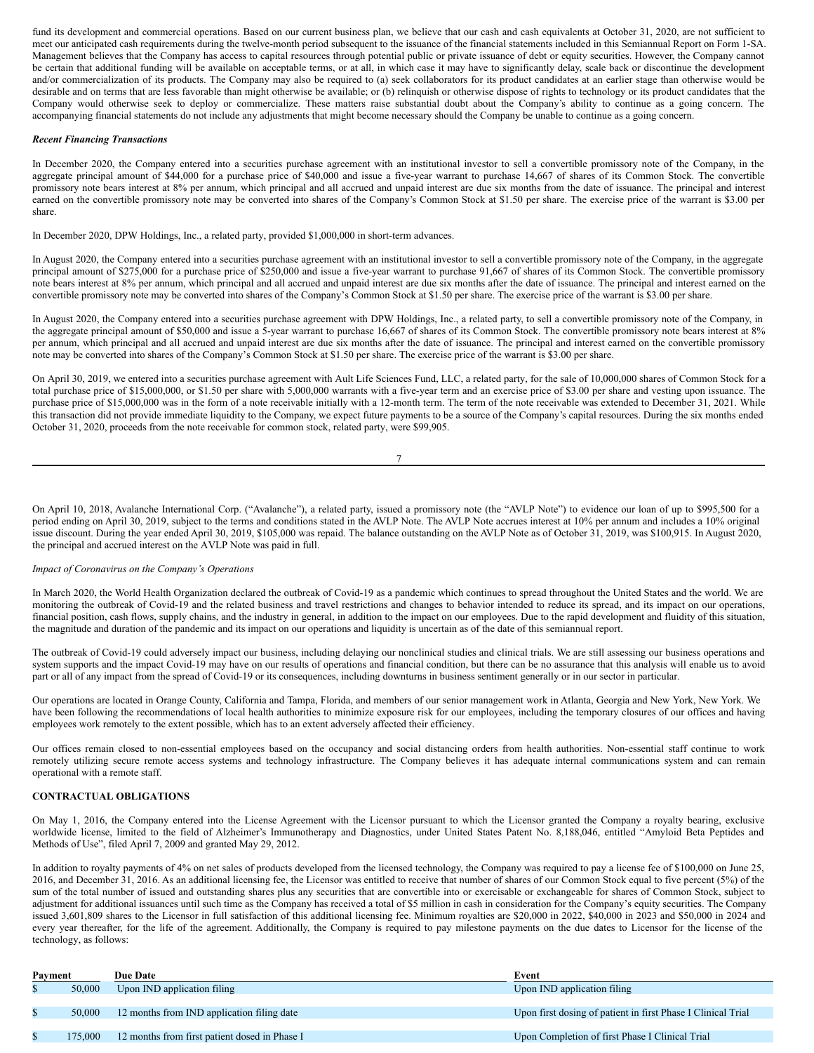fund its development and commercial operations. Based on our current business plan, we believe that our cash and cash equivalents at October 31, 2020, are not sufficient to meet our anticipated cash requirements during the twelve-month period subsequent to the issuance of the financial statements included in this Semiannual Report on Form 1-SA. Management believes that the Company has access to capital resources through potential public or private issuance of debt or equity securities. However, the Company cannot be certain that additional funding will be available on acceptable terms, or at all, in which case it may have to significantly delay, scale back or discontinue the development and/or commercialization of its products. The Company may also be required to (a) seek collaborators for its product candidates at an earlier stage than otherwise would be desirable and on terms that are less favorable than might otherwise be available; or (b) relinquish or otherwise dispose of rights to technology or its product candidates that the Company would otherwise seek to deploy or commercialize. These matters raise substantial doubt about the Company's ability to continue as a going concern. The accompanying financial statements do not include any adjustments that might become necessary should the Company be unable to continue as a going concern.

***Recent Financing Transactions***

In December 2020, the Company entered into a securities purchase agreement with an institutional investor to sell a convertible promissory note of the Company, in the aggregate principal amount of $44,000 for a purchase price of $40,000 and issue a five-year warrant to purchase 14,667 of shares of its Common Stock. The convertible promissory note bears interest at 8% per annum, which principal and all accrued and unpaid interest are due six months from the date of issuance. The principal and interest earned on the convertible promissory note may be converted into shares of the Company's Common Stock at $1.50 per share. The exercise price of the warrant is $3.00 per share.

In December 2020, DPW Holdings, Inc., a related party, provided $1,000,000 in short-term advances.

In August 2020, the Company entered into a securities purchase agreement with an institutional investor to sell a convertible promissory note of the Company, in the aggregate principal amount of $275,000 for a purchase price of $250,000 and issue a five-year warrant to purchase 91,667 of shares of its Common Stock. The convertible promissory note bears interest at 8% per annum, which principal and all accrued and unpaid interest are due six months after the date of issuance. The principal and interest earned on the convertible promissory note may be converted into shares of the Company's Common Stock at $1.50 per share. The exercise price of the warrant is $3.00 per share.

In August 2020, the Company entered into a securities purchase agreement with DPW Holdings, Inc., a related party, to sell a convertible promissory note of the Company, in the aggregate principal amount of $50,000 and issue a 5-year warrant to purchase 16,667 of shares of its Common Stock. The convertible promissory note bears interest at 8% per annum, which principal and all accrued and unpaid interest are due six months after the date of issuance. The principal and interest earned on the convertible promissory note may be converted into shares of the Company's Common Stock at $1.50 per share. The exercise price of the warrant is $3.00 per share.

On April 30, 2019, we entered into a securities purchase agreement with Ault Life Sciences Fund, LLC, a related party, for the sale of 10,000,000 shares of Common Stock for a total purchase price of $15,000,000, or $1.50 per share with 5,000,000 warrants with a five-year term and an exercise price of $3.00 per share and vesting upon issuance. The purchase price of $15,000,000 was in the form of a note receivable initially with a 12-month term. The term of the note receivable was extended to December 31, 2021. While this transaction did not provide immediate liquidity to the Company, we expect future payments to be a source of the Company's capital resources. During the six months ended October 31, 2020, proceeds from the note receivable for common stock, related party, were $99,905.

On April 10, 2018, Avalanche International Corp. ("Avalanche"), a related party, issued a promissory note (the "AVLP Note") to evidence our loan of up to $995,500 for a period ending on April 30, 2019, subject to the terms and conditions stated in the AVLP Note. The AVLP Note accrues interest at 10% per annum and includes a 10% original issue discount. During the year ended April 30, 2019, $105,000 was repaid. The balance outstanding on the AVLP Note as of October 31, 2019, was $100,915. In August 2020, the principal and accrued interest on the AVLP Note was paid in full.

*Impact of Coronavirus on the Company's Operations*

In March 2020, the World Health Organization declared the outbreak of Covid-19 as a pandemic which continues to spread throughout the United States and the world. We are monitoring the outbreak of Covid-19 and the related business and travel restrictions and changes to behavior intended to reduce its spread, and its impact on our operations, financial position, cash flows, supply chains, and the industry in general, in addition to the impact on our employees. Due to the rapid development and fluidity of this situation, the magnitude and duration of the pandemic and its impact on our operations and liquidity is uncertain as of the date of this semiannual report.

The outbreak of Covid-19 could adversely impact our business, including delaying our nonclinical studies and clinical trials. We are still assessing our business operations and system supports and the impact Covid-19 may have on our results of operations and financial condition, but there can be no assurance that this analysis will enable us to avoid part or all of any impact from the spread of Covid-19 or its consequences, including downturns in business sentiment generally or in our sector in particular.

Our operations are located in Orange County, California and Tampa, Florida, and members of our senior management work in Atlanta, Georgia and New York, New York. We have been following the recommendations of local health authorities to minimize exposure risk for our employees, including the temporary closures of our offices and having employees work remotely to the extent possible, which has to an extent adversely affected their efficiency.

Our offices remain closed to non-essential employees based on the occupancy and social distancing orders from health authorities. Non-essential staff continue to work remotely utilizing secure remote access systems and technology infrastructure. The Company believes it has adequate internal communications system and can remain operational with a remote staff.

**CONTRACTUAL OBLIGATIONS**

On May 1, 2016, the Company entered into the License Agreement with the Licensor pursuant to which the Licensor granted the Company a royalty bearing, exclusive worldwide license, limited to the field of Alzheimer's Immunotherapy and Diagnostics, under United States Patent No. 8,188,046, entitled "Amyloid Beta Peptides and Methods of Use", filed April 7, 2009 and granted May 29, 2012.

In addition to royalty payments of 4% on net sales of products developed from the licensed technology, the Company was required to pay a license fee of $100,000 on June 25, 2016, and December 31, 2016. As an additional licensing fee, the Licensor was entitled to receive that number of shares of our Common Stock equal to five percent (5%) of the sum of the total number of issued and outstanding shares plus any securities that are convertible into or exercisable or exchangeable for shares of Common Stock, subject to adjustment for additional issuances until such time as the Company has received a total of $5 million in cash in consideration for the Company's equity securities. The Company issued 3,601,809 shares to the Licensor in full satisfaction of this additional licensing fee. Minimum royalties are $20,000 in 2022, $40,000 in 2023 and $50,000 in 2024 and every year thereafter, for the life of the agreement. Additionally, the Company is required to pay milestone payments on the due dates to Licensor for the license of the technology, as follows:

| Payment | Due Date | Event |
|---|---|---|
| $ 50,000 | Upon IND application filing | Upon IND application filing |
| $ 50,000 | 12 months from IND application filing date | Upon first dosing of patient in first Phase I Clinical Trial |
| $ 175,000 | 12 months from first patient dosed in Phase I | Upon Completion of first Phase I Clinical Trial |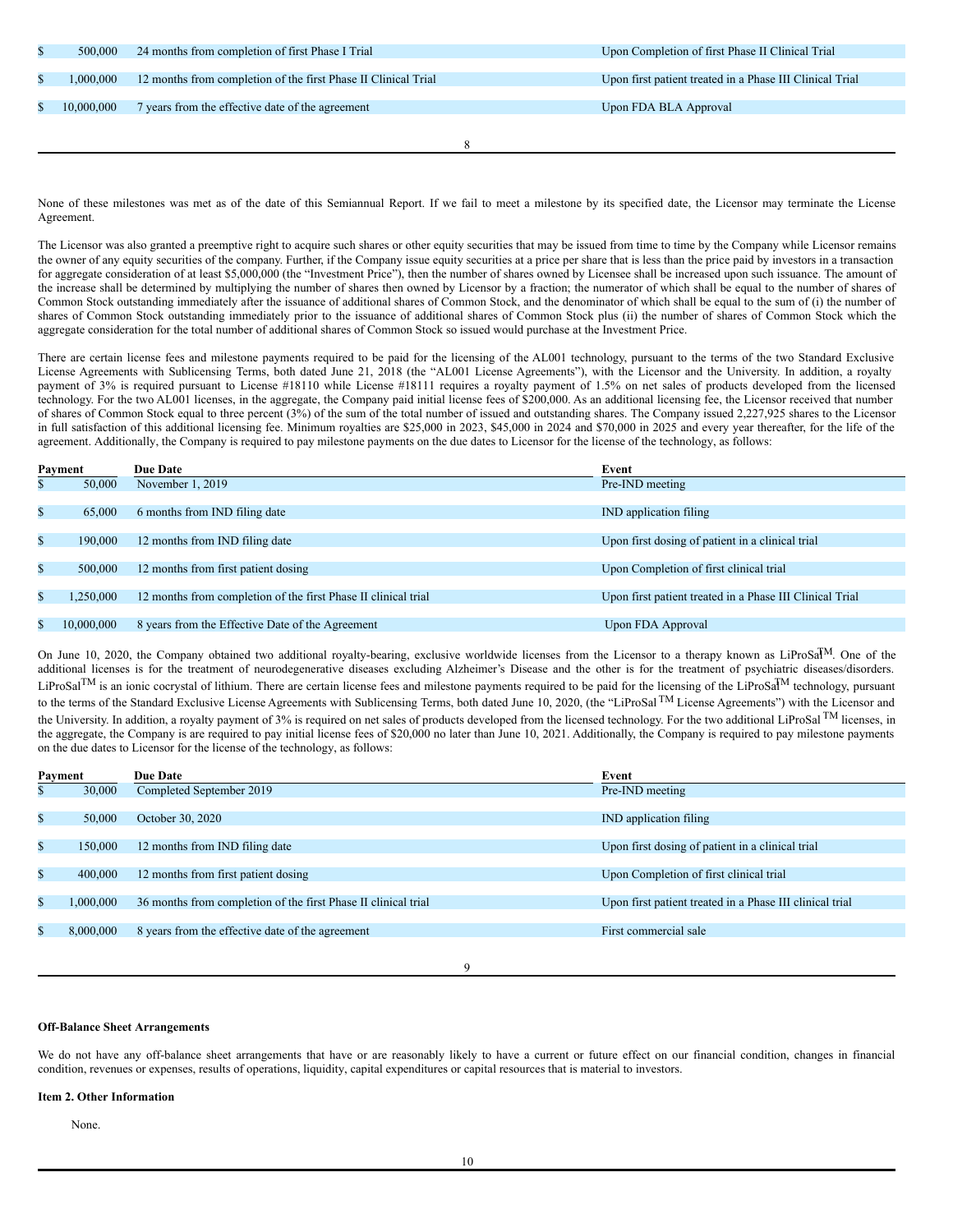| | | |
|---|---|---|
| $ 500,000 | 24 months from completion of first Phase I Trial | Upon Completion of first Phase II Clinical Trial |
| $ 1,000,000 | 12 months from completion of the first Phase II Clinical Trial | Upon first patient treated in a Phase III Clinical Trial |
| $ 10,000,000 | 7 years from the effective date of the agreement | Upon FDA BLA Approval |

None of these milestones was met as of the date of this Semiannual Report. If we fail to meet a milestone by its specified date, the Licensor may terminate the License Agreement.

The Licensor was also granted a preemptive right to acquire such shares or other equity securities that may be issued from time to time by the Company while Licensor remains the owner of any equity securities of the company. Further, if the Company issue equity securities at a price per share that is less than the price paid by investors in a transaction for aggregate consideration of at least $5,000,000 (the "Investment Price"), then the number of shares owned by Licensee shall be increased upon such issuance. The amount of the increase shall be determined by multiplying the number of shares then owned by Licensor by a fraction; the numerator of which shall be equal to the number of shares of Common Stock outstanding immediately after the issuance of additional shares of Common Stock, and the denominator of which shall be equal to the sum of (i) the number of shares of Common Stock outstanding immediately prior to the issuance of additional shares of Common Stock plus (ii) the number of shares of Common Stock which the aggregate consideration for the total number of additional shares of Common Stock so issued would purchase at the Investment Price.

There are certain license fees and milestone payments required to be paid for the licensing of the AL001 technology, pursuant to the terms of the two Standard Exclusive License Agreements with Sublicensing Terms, both dated June 21, 2018 (the "AL001 License Agreements"), with the Licensor and the University. In addition, a royalty payment of 3% is required pursuant to License #18110 while License #18111 requires a royalty payment of 1.5% on net sales of products developed from the licensed technology. For the two AL001 licenses, in the aggregate, the Company paid initial license fees of $200,000. As an additional licensing fee, the Licensor received that number of shares of Common Stock equal to three percent (3%) of the sum of the total number of issued and outstanding shares. The Company issued 2,227,925 shares to the Licensor in full satisfaction of this additional licensing fee. Minimum royalties are $25,000 in 2023, $45,000 in 2024 and $70,000 in 2025 and every year thereafter, for the life of the agreement. Additionally, the Company is required to pay milestone payments on the due dates to Licensor for the license of the technology, as follows:

| Payment | Due Date | Event |
|---|---|---|
| $ 50,000 | November 1, 2019 | Pre-IND meeting |
| $ 65,000 | 6 months from IND filing date | IND application filing |
| $ 190,000 | 12 months from IND filing date | Upon first dosing of patient in a clinical trial |
| $ 500,000 | 12 months from first patient dosing | Upon Completion of first clinical trial |
| $ 1,250,000 | 12 months from completion of the first Phase II clinical trial | Upon first patient treated in a Phase III Clinical Trial |
| $ 10,000,000 | 8 years from the Effective Date of the Agreement | Upon FDA Approval |

On June 10, 2020, the Company obtained two additional royalty-bearing, exclusive worldwide licenses from the Licensor to a therapy known as LiProSal™. One of the additional licenses is for the treatment of neurodegenerative diseases excluding Alzheimer's Disease and the other is for the treatment of psychiatric diseases/disorders. LiProSal™ is an ionic cocrystal of lithium. There are certain license fees and milestone payments required to be paid for the licensing of the LiProSal™ technology, pursuant to the terms of the Standard Exclusive License Agreements with Sublicensing Terms, both dated June 10, 2020, (the "LiProSal ™ License Agreements") with the Licensor and the University. In addition, a royalty payment of 3% is required on net sales of products developed from the licensed technology. For the two additional LiProSal ™ licenses, in the aggregate, the Company is are required to pay initial license fees of $20,000 no later than June 10, 2021. Additionally, the Company is required to pay milestone payments on the due dates to Licensor for the license of the technology, as follows:

| Payment | Due Date | Event |
|---|---|---|
| $ 30,000 | Completed September 2019 | Pre-IND meeting |
| $ 50,000 | October 30, 2020 | IND application filing |
| $ 150,000 | 12 months from IND filing date | Upon first dosing of patient in a clinical trial |
| $ 400,000 | 12 months from first patient dosing | Upon Completion of first clinical trial |
| $ 1,000,000 | 36 months from completion of the first Phase II clinical trial | Upon first patient treated in a Phase III clinical trial |
| $ 8,000,000 | 8 years from the effective date of the agreement | First commercial sale |

**Off-Balance Sheet Arrangements**

We do not have any off-balance sheet arrangements that have or are reasonably likely to have a current or future effect on our financial condition, changes in financial condition, revenues or expenses, results of operations, liquidity, capital expenditures or capital resources that is material to investors.

**Item 2. Other Information**

None.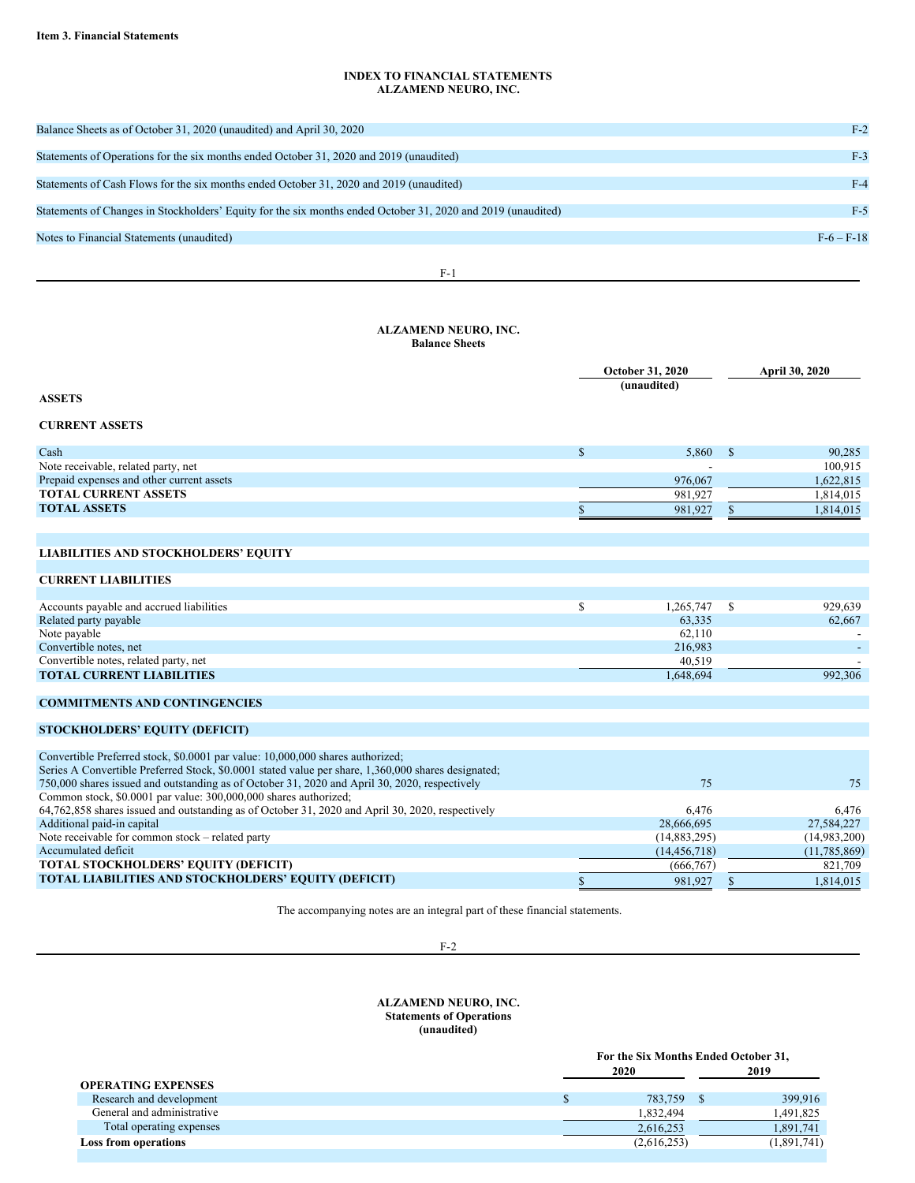**Item 3. Financial Statements**

**INDEX TO FINANCIAL STATEMENTS**
**ALZAMEND NEURO, INC.**

| | |
|---|---|
| Balance Sheets as of October 31, 2020 (unaudited) and April 30, 2020 | F-2 |
| Statements of Operations for the six months ended October 31, 2020 and 2019 (unaudited) | F-3 |
| Statements of Cash Flows for the six months ended October 31, 2020 and 2019 (unaudited) | F-4 |
| Statements of Changes in Stockholders' Equity for the six months ended October 31, 2020 and 2019 (unaudited) | F-5 |
| Notes to Financial Statements (unaudited) | F-6 – F-18 |

**ALZAMEND NEURO, INC.**
**Balance Sheets**

| | October 31, 2020 (unaudited) | April 30, 2020 |
|---|---|---|
| **ASSETS** | | |
| **CURRENT ASSETS** | | |
| Cash | $ 5,860 | $ 90,285 |
| Note receivable, related party, net | - | 100,915 |
| Prepaid expenses and other current assets | 976,067 | 1,622,815 |
| **TOTAL CURRENT ASSETS** | 981,927 | 1,814,015 |
| **TOTAL ASSETS** | $ 981,927 | $ 1,814,015 |
| | | |
| **LIABILITIES AND STOCKHOLDERS' EQUITY** | | |
| **CURRENT LIABILITIES** | | |
| Accounts payable and accrued liabilities | $ 1,265,747 | $ 929,639 |
| Related party payable | 63,335 | 62,667 |
| Note payable | 62,110 | - |
| Convertible notes, net | 216,983 | - |
| Convertible notes, related party, net | 40,519 | - |
| **TOTAL CURRENT LIABILITIES** | 1,648,694 | 992,306 |
| **COMMITMENTS AND CONTINGENCIES** | | |
| **STOCKHOLDERS' EQUITY (DEFICIT)** | | |
| Convertible Preferred stock, $0.0001 par value: 10,000,000 shares authorized; Series A Convertible Preferred Stock, $0.0001 stated value per share, 1,360,000 shares designated; 750,000 shares issued and outstanding as of October 31, 2020 and April 30, 2020, respectively | 75 | 75 |
| Common stock, $0.0001 par value: 300,000,000 shares authorized; 64,762,858 shares issued and outstanding as of October 31, 2020 and April 30, 2020, respectively | 6,476 | 6,476 |
| Additional paid-in capital | 28,666,695 | 27,584,227 |
| Note receivable for common stock – related party | (14,883,295) | (14,983,200) |
| Accumulated deficit | (14,456,718) | (11,785,869) |
| **TOTAL STOCKHOLDERS' EQUITY (DEFICIT)** | (666,767) | 821,709 |
| **TOTAL LIABILITIES AND STOCKHOLDERS' EQUITY (DEFICIT)** | $ 981,927 | $ 1,814,015 |

The accompanying notes are an integral part of these financial statements.

**ALZAMEND NEURO, INC.**
**Statements of Operations**
**(unaudited)**

| | For the Six Months Ended October 31, | |
|---|---|---|
| | 2020 | 2019 |
| **OPERATING EXPENSES** | | |
| Research and development | $ 783,759 | $ 399,916 |
| General and administrative | 1,832,494 | 1,491,825 |
| Total operating expenses | 2,616,253 | 1,891,741 |
| **Loss from operations** | (2,616,253) | (1,891,741) |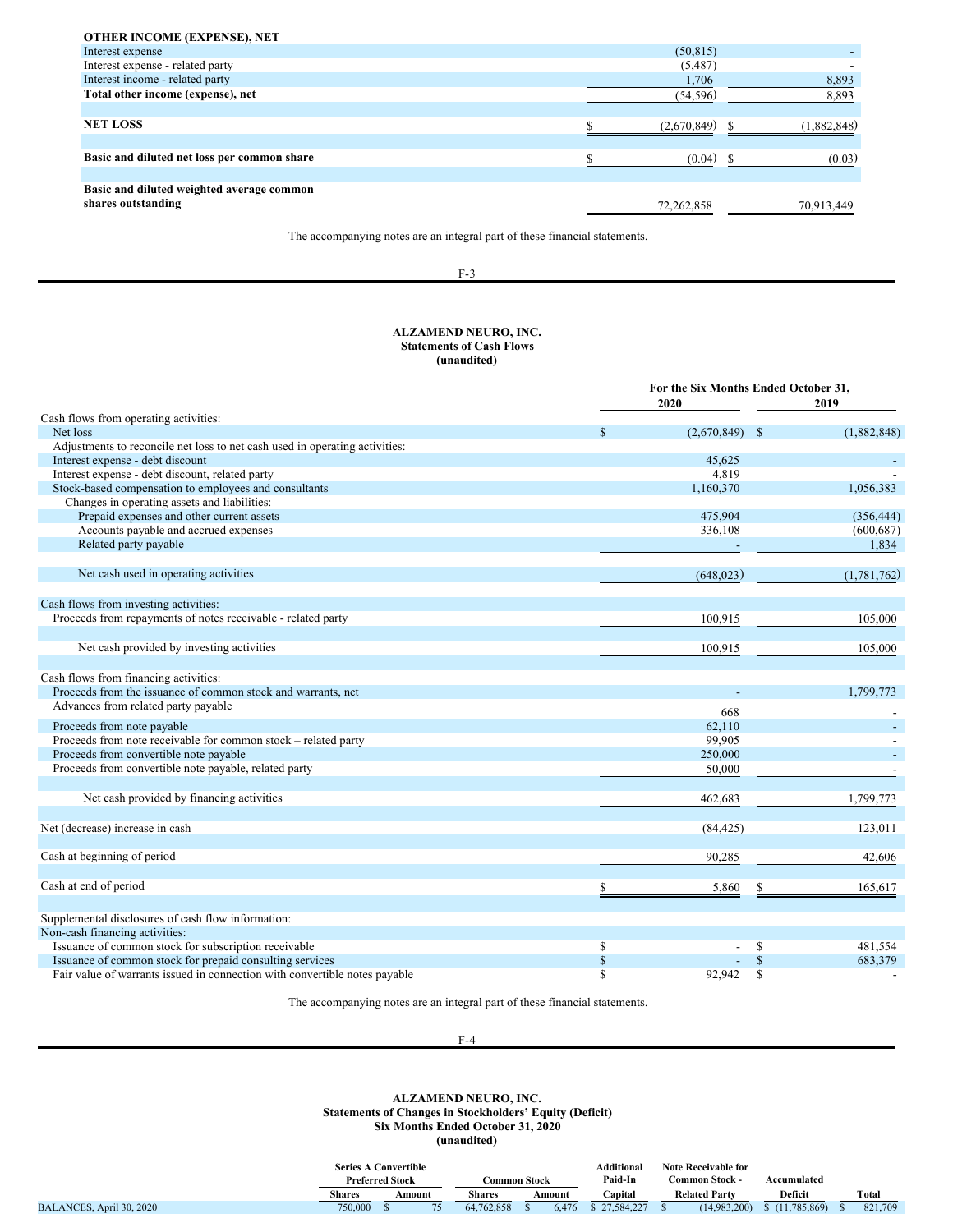| | | |
|---|---|---|
| **OTHER INCOME (EXPENSE), NET** | | |
| Interest expense | (50,815) | - |
| Interest expense - related party | (5,487) | - |
| Interest income - related party | 1,706 | 8,893 |
| **Total other income (expense), net** | (54,596) | 8,893 |
| **NET LOSS** | $ (2,670,849) | $ (1,882,848) |
| **Basic and diluted net loss per common share** | $ (0.04) | $ (0.03) |
| **Basic and diluted weighted average common shares outstanding** | 72,262,858 | 70,913,449 |

The accompanying notes are an integral part of these financial statements.

**ALZAMEND NEURO, INC.**
**Statements of Cash Flows**
**(unaudited)**

| | For the Six Months Ended October 31, | |
|---|---|---|
| | 2020 | 2019 |
| Cash flows from operating activities: | | |
| Net loss | $ (2,670,849) | $ (1,882,848) |
| Adjustments to reconcile net loss to net cash used in operating activities: | | |
| Interest expense - debt discount | 45,625 | - |
| Interest expense - debt discount, related party | 4,819 | - |
| Stock-based compensation to employees and consultants | 1,160,370 | 1,056,383 |
| Changes in operating assets and liabilities: | | |
| Prepaid expenses and other current assets | 475,904 | (356,444) |
| Accounts payable and accrued expenses | 336,108 | (600,687) |
| Related party payable | - | 1,834 |
| Net cash used in operating activities | (648,023) | (1,781,762) |
| Cash flows from investing activities: | | |
| Proceeds from repayments of notes receivable - related party | 100,915 | 105,000 |
| Net cash provided by investing activities | 100,915 | 105,000 |
| Cash flows from financing activities: | | |
| Proceeds from the issuance of common stock and warrants, net | - | 1,799,773 |
| Advances from related party payable | 668 | - |
| Proceeds from note payable | 62,110 | - |
| Proceeds from note receivable for common stock – related party | 99,905 | - |
| Proceeds from convertible note payable | 250,000 | - |
| Proceeds from convertible note payable, related party | 50,000 | - |
| Net cash provided by financing activities | 462,683 | 1,799,773 |
| Net (decrease) increase in cash | (84,425) | 123,011 |
| Cash at beginning of period | 90,285 | 42,606 |
| Cash at end of period | $ 5,860 | $ 165,617 |
| Supplemental disclosures of cash flow information: | | |
| Non-cash financing activities: | | |
| Issuance of common stock for subscription receivable | $ - | $ 481,554 |
| Issuance of common stock for prepaid consulting services | $ - | $ 683,379 |
| Fair value of warrants issued in connection with convertible notes payable | $ 92,942 | $ - |

The accompanying notes are an integral part of these financial statements.

**ALZAMEND NEURO, INC.**
**Statements of Changes in Stockholders' Equity (Deficit)**
**Six Months Ended October 31, 2020**
**(unaudited)**

| | Series A Convertible Preferred Stock | | Common Stock | | Additional Paid-In | Note Receivable for Common Stock - | Accumulated | |
|---|---|---|---|---|---|---|---|---|
| | Shares | Amount | Shares | Amount | Capital | Related Party | Deficit | Total |
| BALANCES, April 30, 2020 | 750,000 | $ 75 | 64,762,858 | $ 6,476 | $ 27,584,227 | $ (14,983,200) | $ (11,785,869) | $ 821,709 |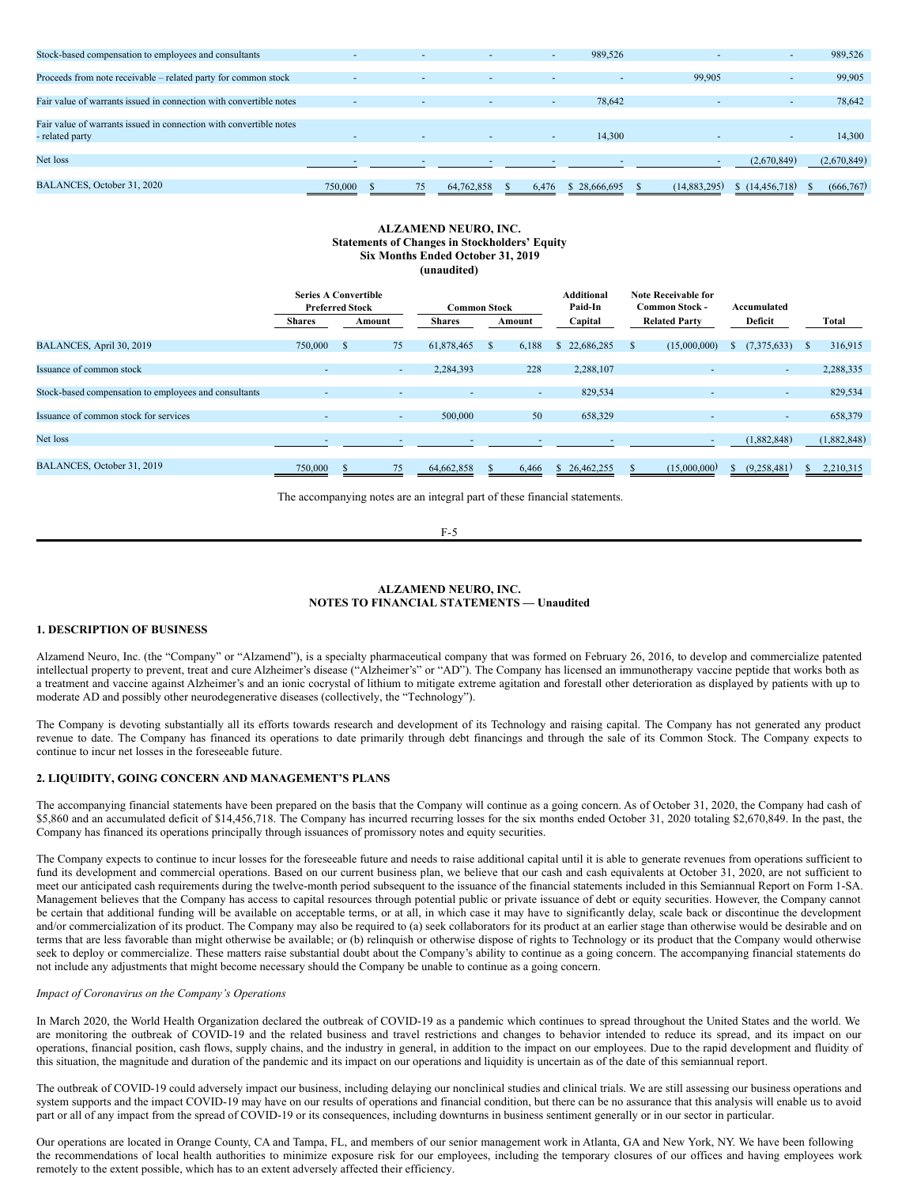| | Series A Convertible Preferred Stock | | Common Stock | | Additional Paid-In | Note Receivable for Common Stock - | Accumulated | |
|---|---|---|---|---|---|---|---|---|
| | Shares | Amount | Shares | Amount | Capital | Related Party | Deficit | Total |
| Stock-based compensation to employees and consultants | - | - | - | - | 989,526 | - | - | 989,526 |
| Proceeds from note receivable – related party for common stock | - | - | - | - | - | 99,905 | - | 99,905 |
| Fair value of warrants issued in connection with convertible notes | - | - | - | - | 78,642 | - | - | 78,642 |
| Fair value of warrants issued in connection with convertible notes - related party | - | - | - | - | 14,300 | - | - | 14,300 |
| Net loss | - | - | - | - | - | - | (2,670,849) | (2,670,849) |
| BALANCES, October 31, 2020 | 750,000 | $ 75 | 64,762,858 | $ 6,476 | $ 28,666,695 | $ (14,883,295) | $ (14,456,718) | $ (666,767) |

**ALZAMEND NEURO, INC.**
**Statements of Changes in Stockholders' Equity**
**Six Months Ended October 31, 2019**
**(unaudited)**

| | Series A Convertible Preferred Stock | | Common Stock | | Additional Paid-In | Note Receivable for Common Stock - | Accumulated | |
|---|---|---|---|---|---|---|---|---|
| | Shares | Amount | Shares | Amount | Capital | Related Party | Deficit | Total |
| BALANCES, April 30, 2019 | 750,000 | $ 75 | 61,878,465 | $ 6,188 | $ 22,686,285 | $ (15,000,000) | $ (7,375,633) | $ 316,915 |
| Issuance of common stock | - | - | 2,284,393 | 228 | 2,288,107 | - | - | 2,288,335 |
| Stock-based compensation to employees and consultants | - | - | - | - | 829,534 | - | - | 829,534 |
| Issuance of common stock for services | - | - | 500,000 | 50 | 658,329 | - | - | 658,379 |
| Net loss | - | - | - | - | - | - | (1,882,848) | (1,882,848) |
| BALANCES, October 31, 2019 | 750,000 | $ 75 | 64,662,858 | $ 6,466 | $ 26,462,255 | $ (15,000,000) | $ (9,258,481) | $ 2,210,315 |

The accompanying notes are an integral part of these financial statements.

**ALZAMEND NEURO, INC.**
**NOTES TO FINANCIAL STATEMENTS — Unaudited**

## 1. DESCRIPTION OF BUSINESS

Alzamend Neuro, Inc. (the "Company" or "Alzamend"), is a specialty pharmaceutical company that was formed on February 26, 2016, to develop and commercialize patented intellectual property to prevent, treat and cure Alzheimer's disease ("Alzheimer's" or "AD"). The Company has licensed an immunotherapy vaccine peptide that works both as a treatment and vaccine against Alzheimer's and an ionic cocrystal of lithium to mitigate extreme agitation and forestall other deterioration as displayed by patients with up to moderate AD and possibly other neurodegenerative diseases (collectively, the "Technology").

The Company is devoting substantially all its efforts towards research and development of its Technology and raising capital. The Company has not generated any product revenue to date. The Company has financed its operations to date primarily through debt financings and through the sale of its Common Stock. The Company expects to continue to incur net losses in the foreseeable future.

## 2. LIQUIDITY, GOING CONCERN AND MANAGEMENT'S PLANS

The accompanying financial statements have been prepared on the basis that the Company will continue as a going concern. As of October 31, 2020, the Company had cash of $5,860 and an accumulated deficit of $14,456,718. The Company has incurred recurring losses for the six months ended October 31, 2020 totaling $2,670,849. In the past, the Company has financed its operations principally through issuances of promissory notes and equity securities.

The Company expects to continue to incur losses for the foreseeable future and needs to raise additional capital until it is able to generate revenues from operations sufficient to fund its development and commercial operations. Based on our current business plan, we believe that our cash and cash equivalents at October 31, 2020, are not sufficient to meet our anticipated cash requirements during the twelve-month period subsequent to the issuance of the financial statements included in this Semiannual Report on Form 1-SA. Management believes that the Company has access to capital resources through potential public or private issuance of debt or equity securities. However, the Company cannot be certain that additional funding will be available on acceptable terms, or at all, in which case it may have to significantly delay, scale back or discontinue the development and/or commercialization of its product. The Company may also be required to (a) seek collaborators for its product at an earlier stage than otherwise would be desirable and on terms that are less favorable than might otherwise be available; or (b) relinquish or otherwise dispose of rights to Technology or its product that the Company would otherwise seek to deploy or commercialize. These matters raise substantial doubt about the Company's ability to continue as a going concern. The accompanying financial statements do not include any adjustments that might become necessary should the Company be unable to continue as a going concern.

*Impact of Coronavirus on the Company's Operations*

In March 2020, the World Health Organization declared the outbreak of COVID-19 as a pandemic which continues to spread throughout the United States and the world. We are monitoring the outbreak of COVID-19 and the related business and travel restrictions and changes to behavior intended to reduce its spread, and its impact on our operations, financial position, cash flows, supply chains, and the industry in general, in addition to the impact on our employees. Due to the rapid development and fluidity of this situation, the magnitude and duration of the pandemic and its impact on our operations and liquidity is uncertain as of the date of this semiannual report.

The outbreak of COVID-19 could adversely impact our business, including delaying our nonclinical studies and clinical trials. We are still assessing our business operations and system supports and the impact COVID-19 may have on our results of operations and financial condition, but there can be no assurance that this analysis will enable us to avoid part or all of any impact from the spread of COVID-19 or its consequences, including downturns in business sentiment generally or in our sector in particular.

Our operations are located in Orange County, CA and Tampa, FL, and members of our senior management work in Atlanta, GA and New York, NY. We have been following the recommendations of local health authorities to minimize exposure risk for our employees, including the temporary closures of our offices and having employees work remotely to the extent possible, which has to an extent adversely affected their efficiency.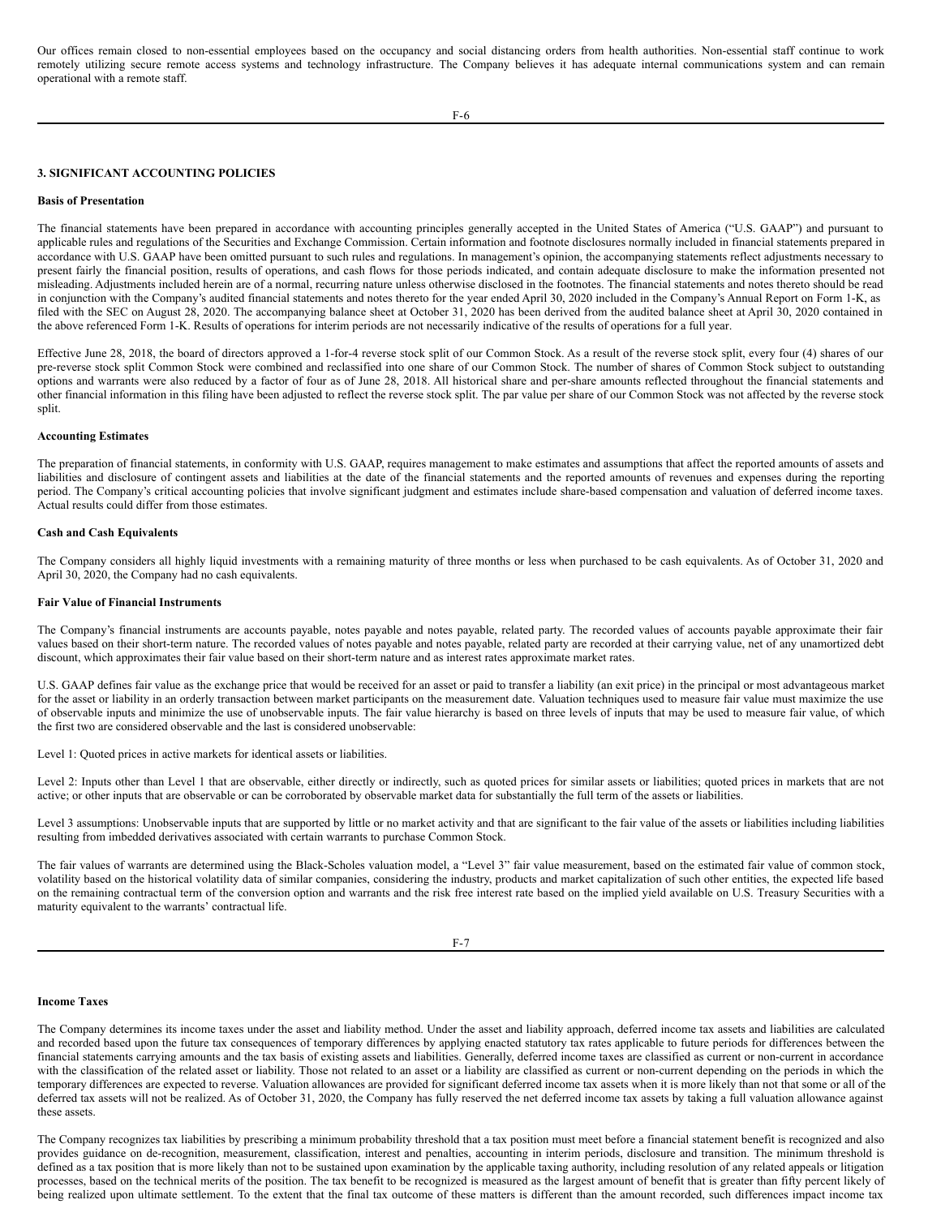Our offices remain closed to non-essential employees based on the occupancy and social distancing orders from health authorities. Non-essential staff continue to work remotely utilizing secure remote access systems and technology infrastructure. The Company believes it has adequate internal communications system and can remain operational with a remote staff.

### 3. SIGNIFICANT ACCOUNTING POLICIES

**Basis of Presentation**

The financial statements have been prepared in accordance with accounting principles generally accepted in the United States of America ("U.S. GAAP") and pursuant to applicable rules and regulations of the Securities and Exchange Commission. Certain information and footnote disclosures normally included in financial statements prepared in accordance with U.S. GAAP have been omitted pursuant to such rules and regulations. In management's opinion, the accompanying statements reflect adjustments necessary to present fairly the financial position, results of operations, and cash flows for those periods indicated, and contain adequate disclosure to make the information presented not misleading. Adjustments included herein are of a normal, recurring nature unless otherwise disclosed in the footnotes. The financial statements and notes thereto should be read in conjunction with the Company's audited financial statements and notes thereto for the year ended April 30, 2020 included in the Company's Annual Report on Form 1-K, as filed with the SEC on August 28, 2020. The accompanying balance sheet at October 31, 2020 has been derived from the audited balance sheet at April 30, 2020 contained in the above referenced Form 1-K. Results of operations for interim periods are not necessarily indicative of the results of operations for a full year.

Effective June 28, 2018, the board of directors approved a 1-for-4 reverse stock split of our Common Stock. As a result of the reverse stock split, every four (4) shares of our pre-reverse stock split Common Stock were combined and reclassified into one share of our Common Stock. The number of shares of Common Stock subject to outstanding options and warrants were also reduced by a factor of four as of June 28, 2018. All historical share and per-share amounts reflected throughout the financial statements and other financial information in this filing have been adjusted to reflect the reverse stock split. The par value per share of our Common Stock was not affected by the reverse stock split.

**Accounting Estimates**

The preparation of financial statements, in conformity with U.S. GAAP, requires management to make estimates and assumptions that affect the reported amounts of assets and liabilities and disclosure of contingent assets and liabilities at the date of the financial statements and the reported amounts of revenues and expenses during the reporting period. The Company's critical accounting policies that involve significant judgment and estimates include share-based compensation and valuation of deferred income taxes. Actual results could differ from those estimates.

**Cash and Cash Equivalents**

The Company considers all highly liquid investments with a remaining maturity of three months or less when purchased to be cash equivalents. As of October 31, 2020 and April 30, 2020, the Company had no cash equivalents.

**Fair Value of Financial Instruments**

The Company's financial instruments are accounts payable, notes payable and notes payable, related party. The recorded values of accounts payable approximate their fair values based on their short-term nature. The recorded values of notes payable and notes payable, related party are recorded at their carrying value, net of any unamortized debt discount, which approximates their fair value based on their short-term nature and as interest rates approximate market rates.

U.S. GAAP defines fair value as the exchange price that would be received for an asset or paid to transfer a liability (an exit price) in the principal or most advantageous market for the asset or liability in an orderly transaction between market participants on the measurement date. Valuation techniques used to measure fair value must maximize the use of observable inputs and minimize the use of unobservable inputs. The fair value hierarchy is based on three levels of inputs that may be used to measure fair value, of which the first two are considered observable and the last is considered unobservable:

Level 1: Quoted prices in active markets for identical assets or liabilities.

Level 2: Inputs other than Level 1 that are observable, either directly or indirectly, such as quoted prices for similar assets or liabilities; quoted prices in markets that are not active; or other inputs that are observable or can be corroborated by observable market data for substantially the full term of the assets or liabilities.

Level 3 assumptions: Unobservable inputs that are supported by little or no market activity and that are significant to the fair value of the assets or liabilities including liabilities resulting from imbedded derivatives associated with certain warrants to purchase Common Stock.

The fair values of warrants are determined using the Black-Scholes valuation model, a "Level 3" fair value measurement, based on the estimated fair value of common stock, volatility based on the historical volatility data of similar companies, considering the industry, products and market capitalization of such other entities, the expected life based on the remaining contractual term of the conversion option and warrants and the risk free interest rate based on the implied yield available on U.S. Treasury Securities with a maturity equivalent to the warrants' contractual life.

**Income Taxes**

The Company determines its income taxes under the asset and liability method. Under the asset and liability approach, deferred income tax assets and liabilities are calculated and recorded based upon the future tax consequences of temporary differences by applying enacted statutory tax rates applicable to future periods for differences between the financial statements carrying amounts and the tax basis of existing assets and liabilities. Generally, deferred income taxes are classified as current or non-current in accordance with the classification of the related asset or liability. Those not related to an asset or a liability are classified as current or non-current depending on the periods in which the temporary differences are expected to reverse. Valuation allowances are provided for significant deferred income tax assets when it is more likely than not that some or all of the deferred tax assets will not be realized. As of October 31, 2020, the Company has fully reserved the net deferred income tax assets by taking a full valuation allowance against these assets.

The Company recognizes tax liabilities by prescribing a minimum probability threshold that a tax position must meet before a financial statement benefit is recognized and also provides guidance on de-recognition, measurement, classification, interest and penalties, accounting in interim periods, disclosure and transition. The minimum threshold is defined as a tax position that is more likely than not to be sustained upon examination by the applicable taxing authority, including resolution of any related appeals or litigation processes, based on the technical merits of the position. The tax benefit to be recognized is measured as the largest amount of benefit that is greater than fifty percent likely of being realized upon ultimate settlement. To the extent that the final tax outcome of these matters is different than the amount recorded, such differences impact income tax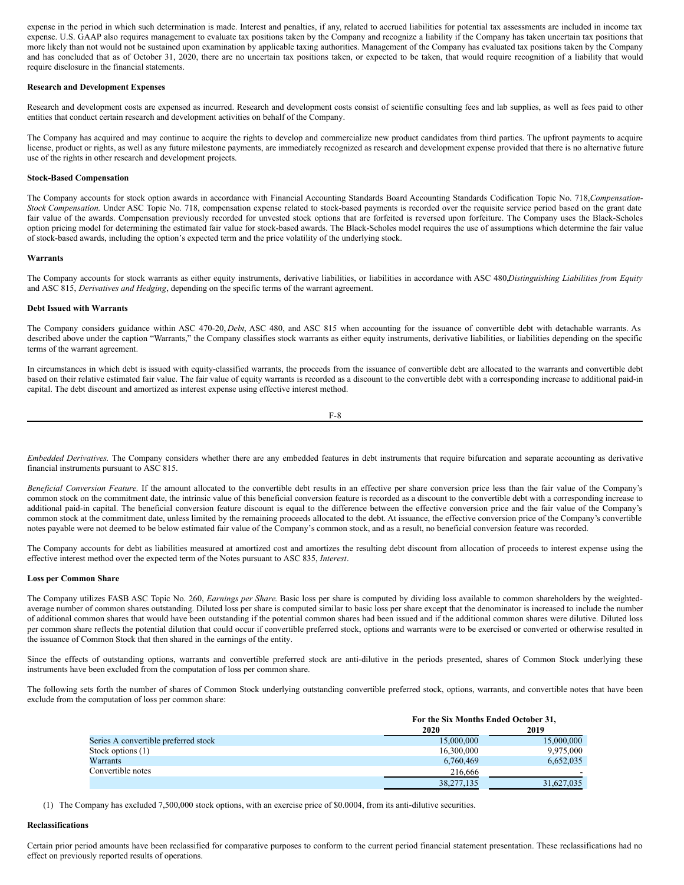expense in the period in which such determination is made. Interest and penalties, if any, related to accrued liabilities for potential tax assessments are included in income tax expense. U.S. GAAP also requires management to evaluate tax positions taken by the Company and recognize a liability if the Company has taken uncertain tax positions that more likely than not would not be sustained upon examination by applicable taxing authorities. Management of the Company has evaluated tax positions taken by the Company and has concluded that as of October 31, 2020, there are no uncertain tax positions taken, or expected to be taken, that would require recognition of a liability that would require disclosure in the financial statements.

**Research and Development Expenses**

Research and development costs are expensed as incurred. Research and development costs consist of scientific consulting fees and lab supplies, as well as fees paid to other entities that conduct certain research and development activities on behalf of the Company.

The Company has acquired and may continue to acquire the rights to develop and commercialize new product candidates from third parties. The upfront payments to acquire license, product or rights, as well as any future milestone payments, are immediately recognized as research and development expense provided that there is no alternative future use of the rights in other research and development projects.

**Stock-Based Compensation**

The Company accounts for stock option awards in accordance with Financial Accounting Standards Board Accounting Standards Codification Topic No. 718,*Compensation-Stock Compensation*. Under ASC Topic No. 718, compensation expense related to stock-based payments is recorded over the requisite service period based on the grant date fair value of the awards. Compensation previously recorded for unvested stock options that are forfeited is reversed upon forfeiture. The Company uses the Black-Scholes option pricing model for determining the estimated fair value for stock-based awards. The Black-Scholes model requires the use of assumptions which determine the fair value of stock-based awards, including the option's expected term and the price volatility of the underlying stock.

**Warrants**

The Company accounts for stock warrants as either equity instruments, derivative liabilities, or liabilities in accordance with ASC 480,*Distinguishing Liabilities from Equity* and ASC 815, *Derivatives and Hedging*, depending on the specific terms of the warrant agreement.

**Debt Issued with Warrants**

The Company considers guidance within ASC 470-20, *Debt*, ASC 480, and ASC 815 when accounting for the issuance of convertible debt with detachable warrants. As described above under the caption "Warrants," the Company classifies stock warrants as either equity instruments, derivative liabilities, or liabilities depending on the specific terms of the warrant agreement.

In circumstances in which debt is issued with equity-classified warrants, the proceeds from the issuance of convertible debt are allocated to the warrants and convertible debt based on their relative estimated fair value. The fair value of equity warrants is recorded as a discount to the convertible debt with a corresponding increase to additional paid-in capital. The debt discount and amortized as interest expense using effective interest method.

*Embedded Derivatives.* The Company considers whether there are any embedded features in debt instruments that require bifurcation and separate accounting as derivative financial instruments pursuant to ASC 815.

*Beneficial Conversion Feature.* If the amount allocated to the convertible debt results in an effective per share conversion price less than the fair value of the Company's common stock on the commitment date, the intrinsic value of this beneficial conversion feature is recorded as a discount to the convertible debt with a corresponding increase to additional paid-in capital. The beneficial conversion feature discount is equal to the difference between the effective conversion price and the fair value of the Company's common stock at the commitment date, unless limited by the remaining proceeds allocated to the debt. At issuance, the effective conversion price of the Company's convertible notes payable were not deemed to be below estimated fair value of the Company's common stock, and as a result, no beneficial conversion feature was recorded.

The Company accounts for debt as liabilities measured at amortized cost and amortizes the resulting debt discount from allocation of proceeds to interest expense using the effective interest method over the expected term of the Notes pursuant to ASC 835, *Interest*.

**Loss per Common Share**

The Company utilizes FASB ASC Topic No. 260, *Earnings per Share*. Basic loss per share is computed by dividing loss available to common shareholders by the weighted-average number of common shares outstanding. Diluted loss per share is computed similar to basic loss per share except that the denominator is increased to include the number of additional common shares that would have been outstanding if the potential common shares had been issued and if the additional common shares were dilutive. Diluted loss per common share reflects the potential dilution that could occur if convertible preferred stock, options and warrants were to be exercised or converted or otherwise resulted in the issuance of Common Stock that then shared in the earnings of the entity.

Since the effects of outstanding options, warrants and convertible preferred stock are anti-dilutive in the periods presented, shares of Common Stock underlying these instruments have been excluded from the computation of loss per common share.

The following sets forth the number of shares of Common Stock underlying outstanding convertible preferred stock, options, warrants, and convertible notes that have been exclude from the computation of loss per common share:

| | For the Six Months Ended October 31, | |
|---|---|---|
| | 2020 | 2019 |
| Series A convertible preferred stock | 15,000,000 | 15,000,000 |
| Stock options (1) | 16,300,000 | 9,975,000 |
| Warrants | 6,760,469 | 6,652,035 |
| Convertible notes | 216,666 | - |
| | 38,277,135 | 31,627,035 |

(1) The Company has excluded 7,500,000 stock options, with an exercise price of $0.0004, from its anti-dilutive securities.

**Reclassifications**

Certain prior period amounts have been reclassified for comparative purposes to conform to the current period financial statement presentation. These reclassifications had no effect on previously reported results of operations.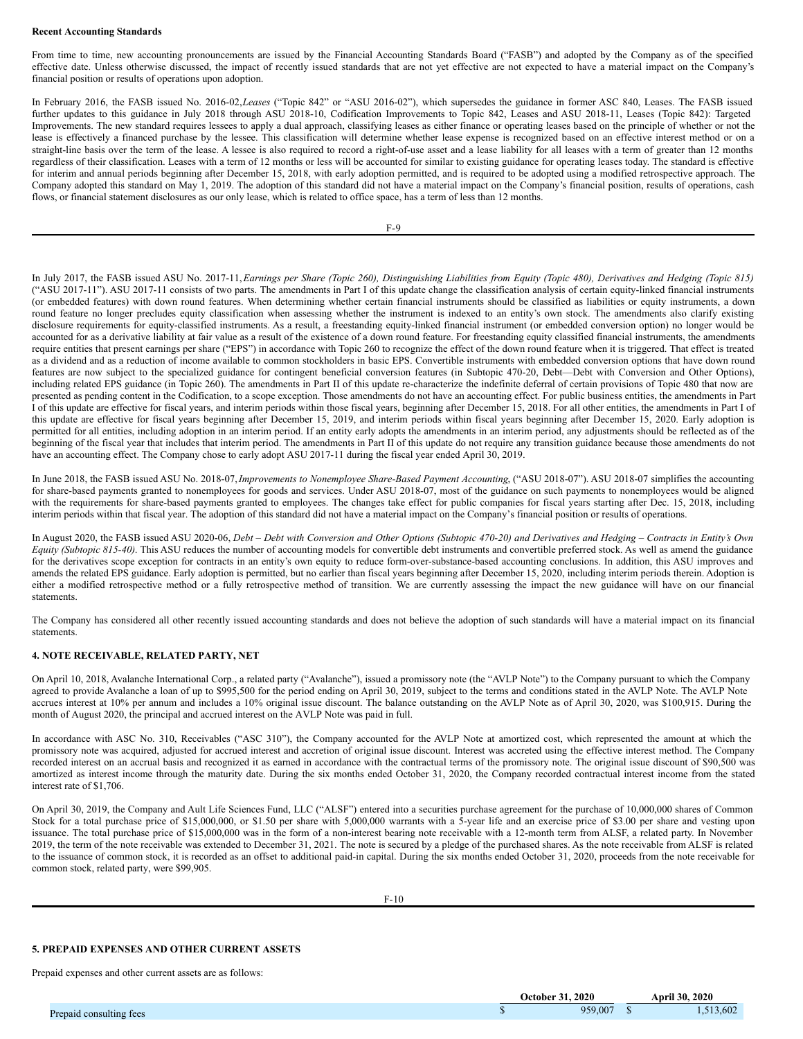**Recent Accounting Standards**

From time to time, new accounting pronouncements are issued by the Financial Accounting Standards Board ("FASB") and adopted by the Company as of the specified effective date. Unless otherwise discussed, the impact of recently issued standards that are not yet effective are not expected to have a material impact on the Company's financial position or results of operations upon adoption.

In February 2016, the FASB issued No. 2016-02, *Leases* ("Topic 842" or "ASU 2016-02"), which supersedes the guidance in former ASC 840, Leases. The FASB issued further updates to this guidance in July 2018 through ASU 2018-10, Codification Improvements to Topic 842, Leases and ASU 2018-11, Leases (Topic 842): Targeted Improvements. The new standard requires lessees to apply a dual approach, classifying leases as either finance or operating leases based on the principle of whether or not the lease is effectively a financed purchase by the lessee. This classification will determine whether lease expense is recognized based on an effective interest method or on a straight-line basis over the term of the lease. A lessee is also required to record a right-of-use asset and a lease liability for all leases with a term of greater than 12 months regardless of their classification. Leases with a term of 12 months or less will be accounted for similar to existing guidance for operating leases today. The standard is effective for interim and annual periods beginning after December 15, 2018, with early adoption permitted, and is required to be adopted using a modified retrospective approach. The Company adopted this standard on May 1, 2019. The adoption of this standard did not have a material impact on the Company's financial position, results of operations, cash flows, or financial statement disclosures as our only lease, which is related to office space, has a term of less than 12 months.

In July 2017, the FASB issued ASU No. 2017-11, *Earnings per Share (Topic 260), Distinguishing Liabilities from Equity (Topic 480), Derivatives and Hedging (Topic 815)* ("ASU 2017-11"). ASU 2017-11 consists of two parts. The amendments in Part I of this update change the classification analysis of certain equity-linked financial instruments (or embedded features) with down round features. When determining whether certain financial instruments should be classified as liabilities or equity instruments, a down round feature no longer precludes equity classification when assessing whether the instrument is indexed to an entity's own stock. The amendments also clarify existing disclosure requirements for equity-classified instruments. As a result, a freestanding equity-linked financial instrument (or embedded conversion option) no longer would be accounted for as a derivative liability at fair value as a result of the existence of a down round feature. For freestanding equity classified financial instruments, the amendments require entities that present earnings per share ("EPS") in accordance with Topic 260 to recognize the effect of the down round feature when it is triggered. That effect is treated as a dividend and as a reduction of income available to common stockholders in basic EPS. Convertible instruments with embedded conversion options that have down round features are now subject to the specialized guidance for contingent beneficial conversion features (in Subtopic 470-20, Debt—Debt with Conversion and Other Options), including related EPS guidance (in Topic 260). The amendments in Part II of this update re-characterize the indefinite deferral of certain provisions of Topic 480 that now are presented as pending content in the Codification, to a scope exception. Those amendments do not have an accounting effect. For public business entities, the amendments in Part I of this update are effective for fiscal years, and interim periods within those fiscal years, beginning after December 15, 2018. For all other entities, the amendments in Part I of this update are effective for fiscal years beginning after December 15, 2019, and interim periods within fiscal years beginning after December 15, 2020. Early adoption is permitted for all entities, including adoption in an interim period. If an entity early adopts the amendments in an interim period, any adjustments should be reflected as of the beginning of the fiscal year that includes that interim period. The amendments in Part II of this update do not require any transition guidance because those amendments do not have an accounting effect. The Company chose to early adopt ASU 2017-11 during the fiscal year ended April 30, 2019.

In June 2018, the FASB issued ASU No. 2018-07, *Improvements to Nonemployee Share-Based Payment Accounting*, ("ASU 2018-07"). ASU 2018-07 simplifies the accounting for share-based payments granted to nonemployees for goods and services. Under ASU 2018-07, most of the guidance on such payments to nonemployees would be aligned with the requirements for share-based payments granted to employees. The changes take effect for public companies for fiscal years starting after Dec. 15, 2018, including interim periods within that fiscal year. The adoption of this standard did not have a material impact on the Company's financial position or results of operations.

In August 2020, the FASB issued ASU 2020-06, *Debt – Debt with Conversion and Other Options (Subtopic 470-20) and Derivatives and Hedging – Contracts in Entity's Own Equity (Subtopic 815-40)*. This ASU reduces the number of accounting models for convertible debt instruments and convertible preferred stock. As well as amend the guidance for the derivatives scope exception for contracts in an entity's own equity to reduce form-over-substance-based accounting conclusions. In addition, this ASU improves and amends the related EPS guidance. Early adoption is permitted, but no earlier than fiscal years beginning after December 15, 2020, including interim periods therein. Adoption is either a modified retrospective method or a fully retrospective method of transition. We are currently assessing the impact the new guidance will have on our financial statements.

The Company has considered all other recently issued accounting standards and does not believe the adoption of such standards will have a material impact on its financial statements.

## 4. NOTE RECEIVABLE, RELATED PARTY, NET

On April 10, 2018, Avalanche International Corp., a related party ("Avalanche"), issued a promissory note (the "AVLP Note") to the Company pursuant to which the Company agreed to provide Avalanche a loan of up to $995,500 for the period ending on April 30, 2019, subject to the terms and conditions stated in the AVLP Note. The AVLP Note accrues interest at 10% per annum and includes a 10% original issue discount. The balance outstanding on the AVLP Note as of April 30, 2020, was $100,915. During the month of August 2020, the principal and accrued interest on the AVLP Note was paid in full.

In accordance with ASC No. 310, Receivables ("ASC 310"), the Company accounted for the AVLP Note at amortized cost, which represented the amount at which the promissory note was acquired, adjusted for accrued interest and accretion of original issue discount. Interest was accreted using the effective interest method. The Company recorded interest on an accrual basis and recognized it as earned in accordance with the contractual terms of the promissory note. The original issue discount of $90,500 was amortized as interest income through the maturity date. During the six months ended October 31, 2020, the Company recorded contractual interest income from the stated interest rate of $1,706.

On April 30, 2019, the Company and Ault Life Sciences Fund, LLC ("ALSF") entered into a securities purchase agreement for the purchase of 10,000,000 shares of Common Stock for a total purchase price of $15,000,000, or $1.50 per share with 5,000,000 warrants with a 5-year life and an exercise price of $3.00 per share and vesting upon issuance. The total purchase price of $15,000,000 was in the form of a non-interest bearing note receivable with a 12-month term from ALSF, a related party. In November 2019, the term of the note receivable was extended to December 31, 2021. The note is secured by a pledge of the purchased shares. As the note receivable from ALSF is related to the issuance of common stock, it is recorded as an offset to additional paid-in capital. During the six months ended October 31, 2020, proceeds from the note receivable for common stock, related party, were $99,905.

## 5. PREPAID EXPENSES AND OTHER CURRENT ASSETS

Prepaid expenses and other current assets are as follows:

| | October 31, 2020 | April 30, 2020 |
|---|---|---|
| Prepaid consulting fees | $ 959,007 | $ 1,513,602 |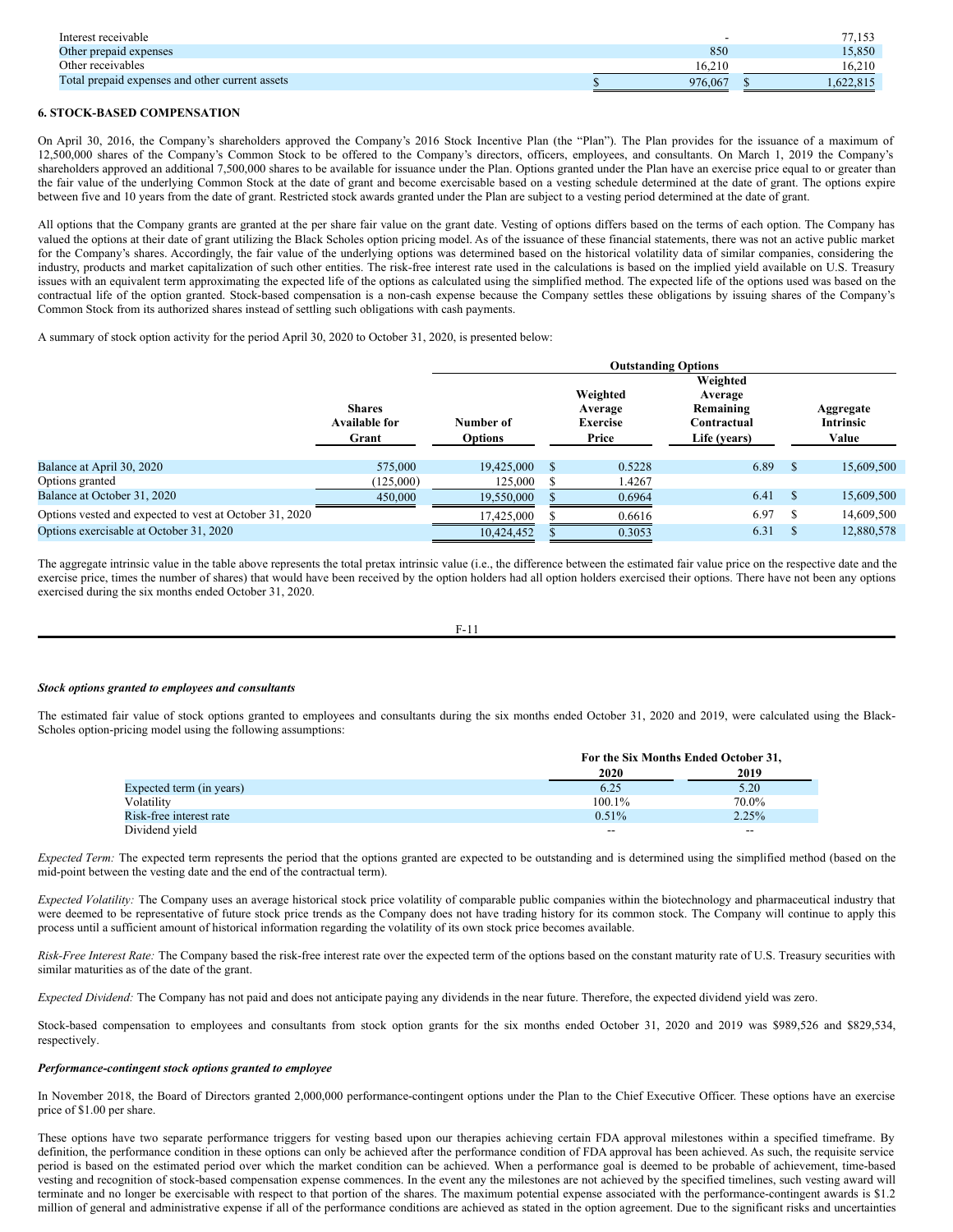| | | |
|---|---|---|
| Interest receivable | - | 77,153 |
| Other prepaid expenses | 850 | 15,850 |
| Other receivables | 16,210 | 16,210 |
| Total prepaid expenses and other current assets | $ 976,067 | $ 1,622,815 |

**6. STOCK-BASED COMPENSATION**

On April 30, 2016, the Company's shareholders approved the Company's 2016 Stock Incentive Plan (the "Plan"). The Plan provides for the issuance of a maximum of 12,500,000 shares of the Company's Common Stock to be offered to the Company's directors, officers, employees, and consultants. On March 1, 2019 the Company's shareholders approved an additional 7,500,000 shares to be available for issuance under the Plan. Options granted under the Plan have an exercise price equal to or greater than the fair value of the underlying Common Stock at the date of grant and become exercisable based on a vesting schedule determined at the date of grant. The options expire between five and 10 years from the date of grant. Restricted stock awards granted under the Plan are subject to a vesting period determined at the date of grant.

All options that the Company grants are granted at the per share fair value on the grant date. Vesting of options differs based on the terms of each option. The Company has valued the options at their date of grant utilizing the Black Scholes option pricing model. As of the issuance of these financial statements, there was not an active public market for the Company's shares. Accordingly, the fair value of the underlying options was determined based on the historical volatility data of similar companies, considering the industry, products and market capitalization of such other entities. The risk-free interest rate used in the calculations is based on the implied yield available on U.S. Treasury issues with an equivalent term approximating the expected life of the options as calculated using the simplified method. The expected life of the options used was based on the contractual life of the option granted. Stock-based compensation is a non-cash expense because the Company settles these obligations by issuing shares of the Company's Common Stock from its authorized shares instead of settling such obligations with cash payments.

A summary of stock option activity for the period April 30, 2020 to October 31, 2020, is presented below:

| | | Outstanding Options | | | |
|---|---|---|---|---|---|
| | Shares Available for Grant | Number of Options | Weighted Average Exercise Price | Weighted Average Remaining Contractual Life (years) | Aggregate Intrinsic Value |
| Balance at April 30, 2020 | 575,000 | 19,425,000 | $ 0.5228 | 6.89 | $ 15,609,500 |
| Options granted | (125,000) | 125,000 | $ 1.4267 | | |
| Balance at October 31, 2020 | 450,000 | 19,550,000 | $ 0.6964 | 6.41 | $ 15,609,500 |
| Options vested and expected to vest at October 31, 2020 | | 17,425,000 | $ 0.6616 | 6.97 | $ 14,609,500 |
| Options exercisable at October 31, 2020 | | 10,424,452 | $ 0.3053 | 6.31 | $ 12,880,578 |

The aggregate intrinsic value in the table above represents the total pretax intrinsic value (i.e., the difference between the estimated fair value price on the respective date and the exercise price, times the number of shares) that would have been received by the option holders had all option holders exercised their options. There have not been any options exercised during the six months ended October 31, 2020.

***Stock options granted to employees and consultants***

The estimated fair value of stock options granted to employees and consultants during the six months ended October 31, 2020 and 2019, were calculated using the Black-Scholes option-pricing model using the following assumptions:

| | For the Six Months Ended October 31, | |
|---|---|---|
| | 2020 | 2019 |
| Expected term (in years) | 6.25 | 5.20 |
| Volatility | 100.1% | 70.0% |
| Risk-free interest rate | 0.51% | 2.25% |
| Dividend yield | -- | -- |

*Expected Term:* The expected term represents the period that the options granted are expected to be outstanding and is determined using the simplified method (based on the mid-point between the vesting date and the end of the contractual term).

*Expected Volatility:* The Company uses an average historical stock price volatility of comparable public companies within the biotechnology and pharmaceutical industry that were deemed to be representative of future stock price trends as the Company does not have trading history for its common stock. The Company will continue to apply this process until a sufficient amount of historical information regarding the volatility of its own stock price becomes available.

*Risk-Free Interest Rate:* The Company based the risk-free interest rate over the expected term of the options based on the constant maturity rate of U.S. Treasury securities with similar maturities as of the date of the grant.

*Expected Dividend:* The Company has not paid and does not anticipate paying any dividends in the near future. Therefore, the expected dividend yield was zero.

Stock-based compensation to employees and consultants from stock option grants for the six months ended October 31, 2020 and 2019 was $989,526 and $829,534, respectively.

***Performance-contingent stock options granted to employee***

In November 2018, the Board of Directors granted 2,000,000 performance-contingent options under the Plan to the Chief Executive Officer. These options have an exercise price of $1.00 per share.

These options have two separate performance triggers for vesting based upon our therapies achieving certain FDA approval milestones within a specified timeframe. By definition, the performance condition in these options can only be achieved after the performance condition of FDA approval has been achieved. As such, the requisite service period is based on the estimated period over which the market condition can be achieved. When a performance goal is deemed to be probable of achievement, time-based vesting and recognition of stock-based compensation expense commences. In the event any the milestones are not achieved by the specified timelines, such vesting award will terminate and no longer be exercisable with respect to that portion of the shares. The maximum potential expense associated with the performance-contingent awards is $1.2 million of general and administrative expense if all of the performance conditions are achieved as stated in the option agreement. Due to the significant risks and uncertainties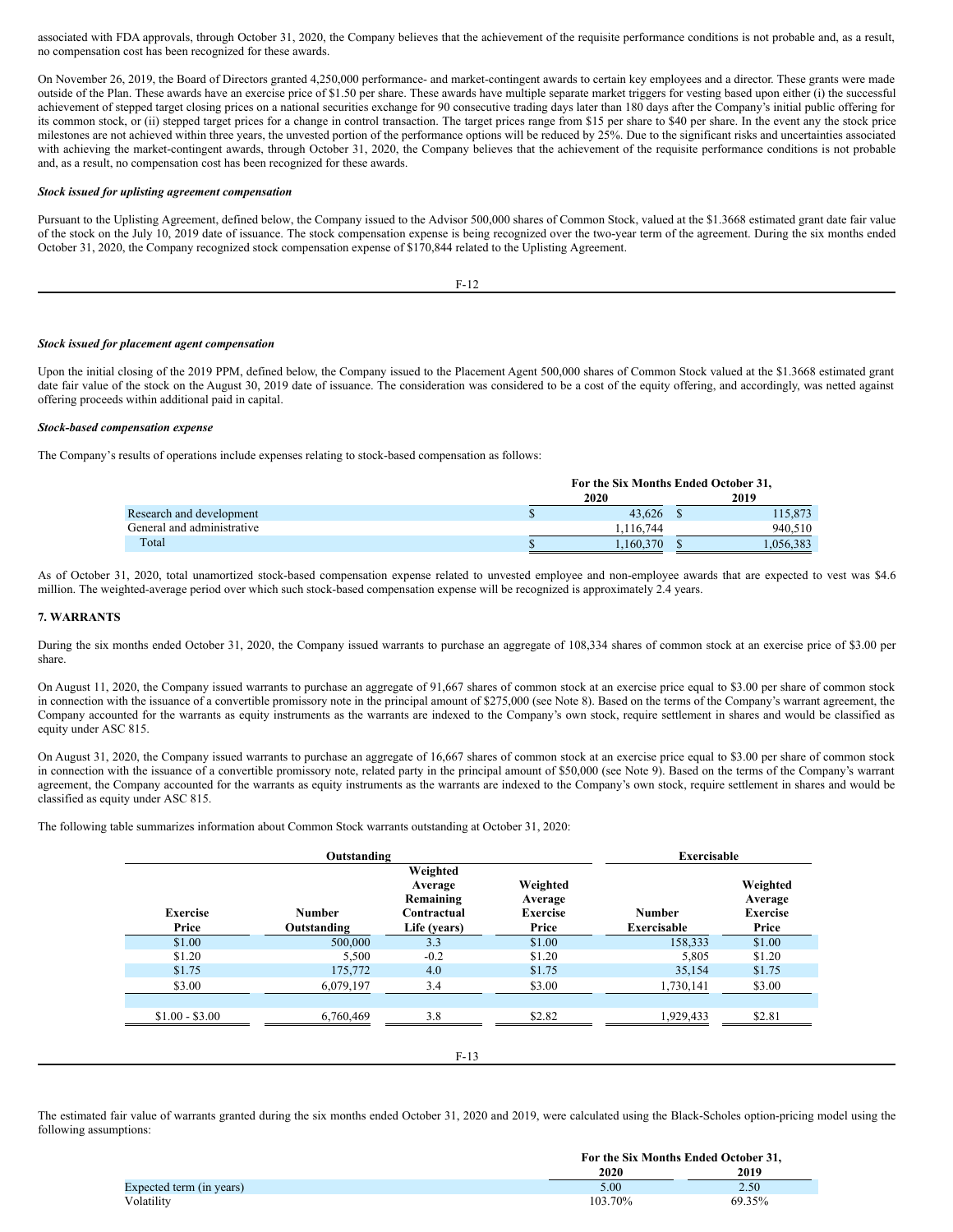associated with FDA approvals, through October 31, 2020, the Company believes that the achievement of the requisite performance conditions is not probable and, as a result, no compensation cost has been recognized for these awards.

On November 26, 2019, the Board of Directors granted 4,250,000 performance- and market-contingent awards to certain key employees and a director. These grants were made outside of the Plan. These awards have an exercise price of $1.50 per share. These awards have multiple separate market triggers for vesting based upon either (i) the successful achievement of stepped target closing prices on a national securities exchange for 90 consecutive trading days later than 180 days after the Company's initial public offering for its common stock, or (ii) stepped target prices for a change in control transaction. The target prices range from $15 per share to $40 per share. In the event any the stock price milestones are not achieved within three years, the unvested portion of the performance options will be reduced by 25%. Due to the significant risks and uncertainties associated with achieving the market-contingent awards, through October 31, 2020, the Company believes that the achievement of the requisite performance conditions is not probable and, as a result, no compensation cost has been recognized for these awards.

***Stock issued for uplisting agreement compensation***

Pursuant to the Uplisting Agreement, defined below, the Company issued to the Advisor 500,000 shares of Common Stock, valued at the $1.3668 estimated grant date fair value of the stock on the July 10, 2019 date of issuance. The stock compensation expense is being recognized over the two-year term of the agreement. During the six months ended October 31, 2020, the Company recognized stock compensation expense of $170,844 related to the Uplisting Agreement.

***Stock issued for placement agent compensation***

Upon the initial closing of the 2019 PPM, defined below, the Company issued to the Placement Agent 500,000 shares of Common Stock valued at the $1.3668 estimated grant date fair value of the stock on the August 30, 2019 date of issuance. The consideration was considered to be a cost of the equity offering, and accordingly, was netted against offering proceeds within additional paid in capital.

***Stock-based compensation expense***

The Company's results of operations include expenses relating to stock-based compensation as follows:

| | For the Six Months Ended October 31, | |
|---|---|---|
| | 2020 | 2019 |
| Research and development | $ 43,626 | $ 115,873 |
| General and administrative | 1,116,744 | 940,510 |
| Total | $ 1,160,370 | $ 1,056,383 |

As of October 31, 2020, total unamortized stock-based compensation expense related to unvested employee and non-employee awards that are expected to vest was $4.6 million. The weighted-average period over which such stock-based compensation expense will be recognized is approximately 2.4 years.

## 7. WARRANTS

During the six months ended October 31, 2020, the Company issued warrants to purchase an aggregate of 108,334 shares of common stock at an exercise price of $3.00 per share.

On August 11, 2020, the Company issued warrants to purchase an aggregate of 91,667 shares of common stock at an exercise price equal to $3.00 per share of common stock in connection with the issuance of a convertible promissory note in the principal amount of $275,000 (see Note 8). Based on the terms of the Company's warrant agreement, the Company accounted for the warrants as equity instruments as the warrants are indexed to the Company's own stock, require settlement in shares and would be classified as equity under ASC 815.

On August 31, 2020, the Company issued warrants to purchase an aggregate of 16,667 shares of common stock at an exercise price equal to $3.00 per share of common stock in connection with the issuance of a convertible promissory note, related party in the principal amount of $50,000 (see Note 9). Based on the terms of the Company's warrant agreement, the Company accounted for the warrants as equity instruments as the warrants are indexed to the Company's own stock, require settlement in shares and would be classified as equity under ASC 815.

The following table summarizes information about Common Stock warrants outstanding at October 31, 2020:

| | Outstanding | | | Exercisable | |
|---|---|---|---|---|---|
| Exercise Price | Number Outstanding | Weighted Average Remaining Contractual Life (years) | Weighted Average Exercise Price | Number Exercisable | Weighted Average Exercise Price |
| $1.00 | 500,000 | 3.3 | $1.00 | 158,333 | $1.00 |
| $1.20 | 5,500 | -0.2 | $1.20 | 5,805 | $1.20 |
| $1.75 | 175,772 | 4.0 | $1.75 | 35,154 | $1.75 |
| $3.00 | 6,079,197 | 3.4 | $3.00 | 1,730,141 | $3.00 |
| | | | | | |
| $1.00 - $3.00 | 6,760,469 | 3.8 | $2.82 | 1,929,433 | $2.81 |

The estimated fair value of warrants granted during the six months ended October 31, 2020 and 2019, were calculated using the Black-Scholes option-pricing model using the following assumptions:

| | For the Six Months Ended October 31, | |
|---|---|---|
| | 2020 | 2019 |
| Expected term (in years) | 5.00 | 2.50 |
| Volatility | 103.70% | 69.35% |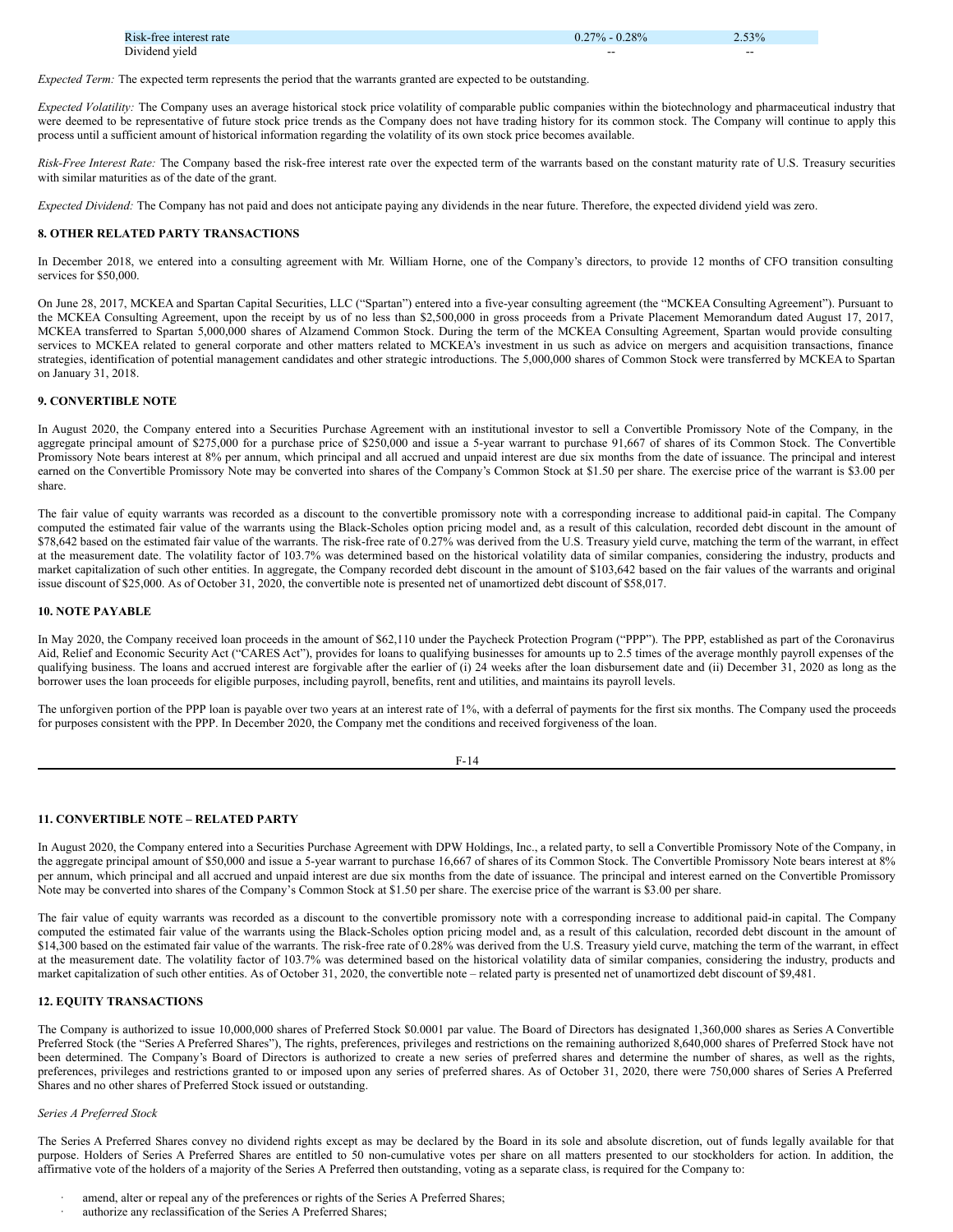| | | |
|---|---|---|
| Risk-free interest rate | 0.27% - 0.28% | 2.53% |
| Dividend yield | -- | -- |

*Expected Term:* The expected term represents the period that the warrants granted are expected to be outstanding.

*Expected Volatility:* The Company uses an average historical stock price volatility of comparable public companies within the biotechnology and pharmaceutical industry that were deemed to be representative of future stock price trends as the Company does not have trading history for its common stock. The Company will continue to apply this process until a sufficient amount of historical information regarding the volatility of its own stock price becomes available.

*Risk-Free Interest Rate:* The Company based the risk-free interest rate over the expected term of the warrants based on the constant maturity rate of U.S. Treasury securities with similar maturities as of the date of the grant.

*Expected Dividend:* The Company has not paid and does not anticipate paying any dividends in the near future. Therefore, the expected dividend yield was zero.

**8. OTHER RELATED PARTY TRANSACTIONS**

In December 2018, we entered into a consulting agreement with Mr. William Horne, one of the Company's directors, to provide 12 months of CFO transition consulting services for $50,000.

On June 28, 2017, MCKEA and Spartan Capital Securities, LLC ("Spartan") entered into a five-year consulting agreement (the "MCKEA Consulting Agreement"). Pursuant to the MCKEA Consulting Agreement, upon the receipt by us of no less than $2,500,000 in gross proceeds from a Private Placement Memorandum dated August 17, 2017, MCKEA transferred to Spartan 5,000,000 shares of Alzamend Common Stock. During the term of the MCKEA Consulting Agreement, Spartan would provide consulting services to MCKEA related to general corporate and other matters related to MCKEA's investment in us such as advice on mergers and acquisition transactions, finance strategies, identification of potential management candidates and other strategic introductions. The 5,000,000 shares of Common Stock were transferred by MCKEA to Spartan on January 31, 2018.

**9. CONVERTIBLE NOTE**

In August 2020, the Company entered into a Securities Purchase Agreement with an institutional investor to sell a Convertible Promissory Note of the Company, in the aggregate principal amount of $275,000 for a purchase price of $250,000 and issue a 5-year warrant to purchase 91,667 of shares of its Common Stock. The Convertible Promissory Note bears interest at 8% per annum, which principal and all accrued and unpaid interest are due six months from the date of issuance. The principal and interest earned on the Convertible Promissory Note may be converted into shares of the Company's Common Stock at $1.50 per share. The exercise price of the warrant is $3.00 per share.

The fair value of equity warrants was recorded as a discount to the convertible promissory note with a corresponding increase to additional paid-in capital. The Company computed the estimated fair value of the warrants using the Black-Scholes option pricing model and, as a result of this calculation, recorded debt discount in the amount of $78,642 based on the estimated fair value of the warrants. The risk-free rate of 0.27% was derived from the U.S. Treasury yield curve, matching the term of the warrant, in effect at the measurement date. The volatility factor of 103.7% was determined based on the historical volatility data of similar companies, considering the industry, products and market capitalization of such other entities. In aggregate, the Company recorded debt discount in the amount of $103,642 based on the fair values of the warrants and original issue discount of $25,000. As of October 31, 2020, the convertible note is presented net of unamortized debt discount of $58,017.

**10. NOTE PAYABLE**

In May 2020, the Company received loan proceeds in the amount of $62,110 under the Paycheck Protection Program ("PPP"). The PPP, established as part of the Coronavirus Aid, Relief and Economic Security Act ("CARES Act"), provides for loans to qualifying businesses for amounts up to 2.5 times of the average monthly payroll expenses of the qualifying business. The loans and accrued interest are forgivable after the earlier of (i) 24 weeks after the loan disbursement date and (ii) December 31, 2020 as long as the borrower uses the loan proceeds for eligible purposes, including payroll, benefits, rent and utilities, and maintains its payroll levels.

The unforgiven portion of the PPP loan is payable over two years at an interest rate of 1%, with a deferral of payments for the first six months. The Company used the proceeds for purposes consistent with the PPP. In December 2020, the Company met the conditions and received forgiveness of the loan.

**11. CONVERTIBLE NOTE – RELATED PARTY**

In August 2020, the Company entered into a Securities Purchase Agreement with DPW Holdings, Inc., a related party, to sell a Convertible Promissory Note of the Company, in the aggregate principal amount of $50,000 and issue a 5-year warrant to purchase 16,667 of shares of its Common Stock. The Convertible Promissory Note bears interest at 8% per annum, which principal and all accrued and unpaid interest are due six months from the date of issuance. The principal and interest earned on the Convertible Promissory Note may be converted into shares of the Company's Common Stock at $1.50 per share. The exercise price of the warrant is $3.00 per share.

The fair value of equity warrants was recorded as a discount to the convertible promissory note with a corresponding increase to additional paid-in capital. The Company computed the estimated fair value of the warrants using the Black-Scholes option pricing model and, as a result of this calculation, recorded debt discount in the amount of $14,300 based on the estimated fair value of the warrants. The risk-free rate of 0.28% was derived from the U.S. Treasury yield curve, matching the term of the warrant, in effect at the measurement date. The volatility factor of 103.7% was determined based on the historical volatility data of similar companies, considering the industry, products and market capitalization of such other entities. As of October 31, 2020, the convertible note – related party is presented net of unamortized debt discount of $9,481.

**12. EQUITY TRANSACTIONS**

The Company is authorized to issue 10,000,000 shares of Preferred Stock $0.0001 par value. The Board of Directors has designated 1,360,000 shares as Series A Convertible Preferred Stock (the "Series A Preferred Shares"), The rights, preferences, privileges and restrictions on the remaining authorized 8,640,000 shares of Preferred Stock have not been determined. The Company's Board of Directors is authorized to create a new series of preferred shares and determine the number of shares, as well as the rights, preferences, privileges and restrictions granted to or imposed upon any series of preferred shares. As of October 31, 2020, there were 750,000 shares of Series A Preferred Shares and no other shares of Preferred Stock issued or outstanding.

*Series A Preferred Stock*

The Series A Preferred Shares convey no dividend rights except as may be declared by the Board in its sole and absolute discretion, out of funds legally available for that purpose. Holders of Series A Preferred Shares are entitled to 50 non-cumulative votes per share on all matters presented to our stockholders for action. In addition, the affirmative vote of the holders of a majority of the Series A Preferred then outstanding, voting as a separate class, is required for the Company to:

- amend, alter or repeal any of the preferences or rights of the Series A Preferred Shares;
- authorize any reclassification of the Series A Preferred Shares;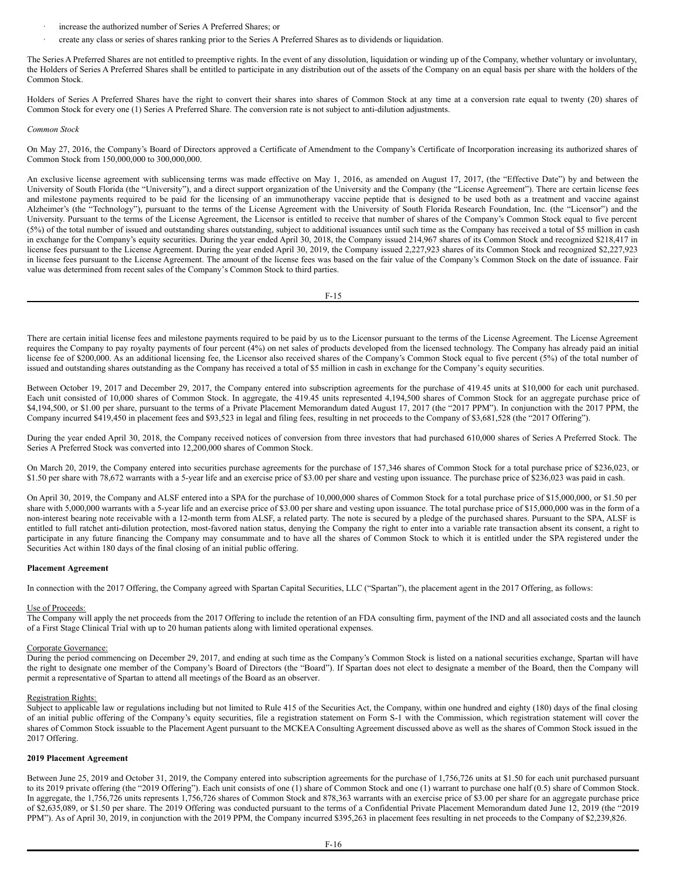- increase the authorized number of Series A Preferred Shares; or
- create any class or series of shares ranking prior to the Series A Preferred Shares as to dividends or liquidation.

The Series A Preferred Shares are not entitled to preemptive rights. In the event of any dissolution, liquidation or winding up of the Company, whether voluntary or involuntary, the Holders of Series A Preferred Shares shall be entitled to participate in any distribution out of the assets of the Company on an equal basis per share with the holders of the Common Stock.

Holders of Series A Preferred Shares have the right to convert their shares into shares of Common Stock at any time at a conversion rate equal to twenty (20) shares of Common Stock for every one (1) Series A Preferred Share. The conversion rate is not subject to anti-dilution adjustments.

*Common Stock*

On May 27, 2016, the Company's Board of Directors approved a Certificate of Amendment to the Company's Certificate of Incorporation increasing its authorized shares of Common Stock from 150,000,000 to 300,000,000.

An exclusive license agreement with sublicensing terms was made effective on May 1, 2016, as amended on August 17, 2017, (the "Effective Date") by and between the University of South Florida (the "University"), and a direct support organization of the University and the Company (the "License Agreement"). There are certain license fees and milestone payments required to be paid for the licensing of an immunotherapy vaccine peptide that is designed to be used both as a treatment and vaccine against Alzheimer's (the "Technology"), pursuant to the terms of the License Agreement with the University of South Florida Research Foundation, Inc. (the "Licensor") and the University. Pursuant to the terms of the License Agreement, the Licensor is entitled to receive that number of shares of the Company's Common Stock equal to five percent (5%) of the total number of issued and outstanding shares outstanding, subject to additional issuances until such time as the Company has received a total of $5 million in cash in exchange for the Company's equity securities. During the year ended April 30, 2018, the Company issued 214,967 shares of its Common Stock and recognized $218,417 in license fees pursuant to the License Agreement. During the year ended April 30, 2019, the Company issued 2,227,923 shares of its Common Stock and recognized $2,227,923 in license fees pursuant to the License Agreement. The amount of the license fees was based on the fair value of the Company's Common Stock on the date of issuance. Fair value was determined from recent sales of the Company's Common Stock to third parties.

There are certain initial license fees and milestone payments required to be paid by us to the Licensor pursuant to the terms of the License Agreement. The License Agreement requires the Company to pay royalty payments of four percent (4%) on net sales of products developed from the licensed technology. The Company has already paid an initial license fee of $200,000. As an additional licensing fee, the Licensor also received shares of the Company's Common Stock equal to five percent (5%) of the total number of issued and outstanding shares outstanding as the Company has received a total of $5 million in cash in exchange for the Company's equity securities.

Between October 19, 2017 and December 29, 2017, the Company entered into subscription agreements for the purchase of 419.45 units at $10,000 for each unit purchased. Each unit consisted of 10,000 shares of Common Stock. In aggregate, the 419.45 units represented 4,194,500 shares of Common Stock for an aggregate purchase price of $4,194,500, or $1.00 per share, pursuant to the terms of a Private Placement Memorandum dated August 17, 2017 (the "2017 PPM"). In conjunction with the 2017 PPM, the Company incurred $419,450 in placement fees and $93,523 in legal and filing fees, resulting in net proceeds to the Company of $3,681,528 (the "2017 Offering").

During the year ended April 30, 2018, the Company received notices of conversion from three investors that had purchased 610,000 shares of Series A Preferred Stock. The Series A Preferred Stock was converted into 12,200,000 shares of Common Stock.

On March 20, 2019, the Company entered into securities purchase agreements for the purchase of 157,346 shares of Common Stock for a total purchase price of $236,023, or $1.50 per share with 78,672 warrants with a 5-year life and an exercise price of $3.00 per share and vesting upon issuance. The purchase price of $236,023 was paid in cash.

On April 30, 2019, the Company and ALSF entered into a SPA for the purchase of 10,000,000 shares of Common Stock for a total purchase price of $15,000,000, or $1.50 per share with 5,000,000 warrants with a 5-year life and an exercise price of $3.00 per share and vesting upon issuance. The total purchase price of $15,000,000 was in the form of a non-interest bearing note receivable with a 12-month term from ALSF, a related party. The note is secured by a pledge of the purchased shares. Pursuant to the SPA, ALSF is entitled to full ratchet anti-dilution protection, most-favored nation status, denying the Company the right to enter into a variable rate transaction absent its consent, a right to participate in any future financing the Company may consummate and to have all the shares of Common Stock to which it is entitled under the SPA registered under the Securities Act within 180 days of the final closing of an initial public offering.

**Placement Agreement**

In connection with the 2017 Offering, the Company agreed with Spartan Capital Securities, LLC ("Spartan"), the placement agent in the 2017 Offering, as follows:

Use of Proceeds:
The Company will apply the net proceeds from the 2017 Offering to include the retention of an FDA consulting firm, payment of the IND and all associated costs and the launch of a First Stage Clinical Trial with up to 20 human patients along with limited operational expenses.

Corporate Governance:
During the period commencing on December 29, 2017, and ending at such time as the Company's Common Stock is listed on a national securities exchange, Spartan will have the right to designate one member of the Company's Board of Directors (the "Board"). If Spartan does not elect to designate a member of the Board, then the Company will permit a representative of Spartan to attend all meetings of the Board as an observer.

Registration Rights:
Subject to applicable law or regulations including but not limited to Rule 415 of the Securities Act, the Company, within one hundred and eighty (180) days of the final closing of an initial public offering of the Company's equity securities, file a registration statement on Form S-1 with the Commission, which registration statement will cover the shares of Common Stock issuable to the Placement Agent pursuant to the MCKEA Consulting Agreement discussed above as well as the shares of Common Stock issued in the 2017 Offering.

**2019 Placement Agreement**

Between June 25, 2019 and October 31, 2019, the Company entered into subscription agreements for the purchase of 1,756,726 units at $1.50 for each unit purchased pursuant to its 2019 private offering (the "2019 Offering"). Each unit consists of one (1) share of Common Stock and one (1) warrant to purchase one half (0.5) share of Common Stock. In aggregate, the 1,756,726 units represents 1,756,726 shares of Common Stock and 878,363 warrants with an exercise price of $3.00 per share for an aggregate purchase price of $2,635,089, or $1.50 per share. The 2019 Offering was conducted pursuant to the terms of a Confidential Private Placement Memorandum dated June 12, 2019 (the "2019 PPM"). As of April 30, 2019, in conjunction with the 2019 PPM, the Company incurred $395,263 in placement fees resulting in net proceeds to the Company of $2,239,826.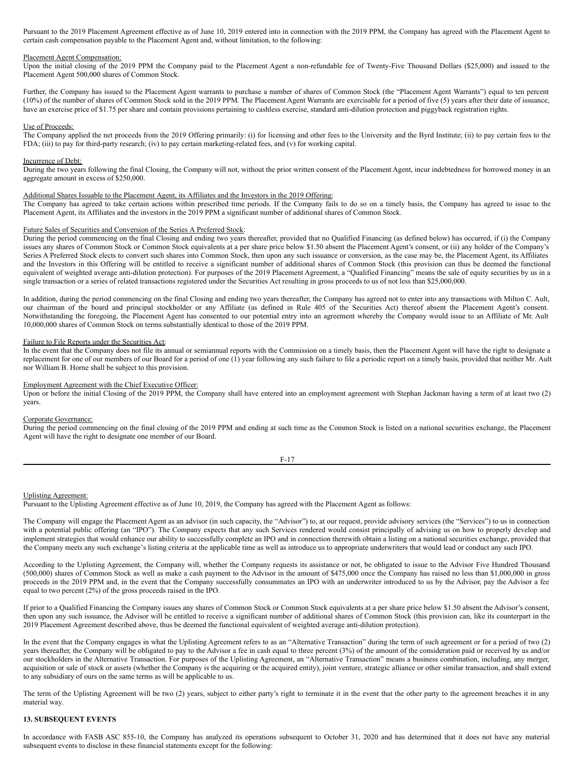Pursuant to the 2019 Placement Agreement effective as of June 10, 2019 entered into in connection with the 2019 PPM, the Company has agreed with the Placement Agent to certain cash compensation payable to the Placement Agent and, without limitation, to the following:

Placement Agent Compensation:
Upon the initial closing of the 2019 PPM the Company paid to the Placement Agent a non-refundable fee of Twenty-Five Thousand Dollars ($25,000) and issued to the Placement Agent 500,000 shares of Common Stock.

Further, the Company has issued to the Placement Agent warrants to purchase a number of shares of Common Stock (the "Placement Agent Warrants") equal to ten percent (10%) of the number of shares of Common Stock sold in the 2019 PPM. The Placement Agent Warrants are exercisable for a period of five (5) years after their date of issuance, have an exercise price of $1.75 per share and contain provisions pertaining to cashless exercise, standard anti-dilution protection and piggyback registration rights.

Use of Proceeds:
The Company applied the net proceeds from the 2019 Offering primarily: (i) for licensing and other fees to the University and the Byrd Institute; (ii) to pay certain fees to the FDA; (iii) to pay for third-party research; (iv) to pay certain marketing-related fees, and (v) for working capital.

Incurrence of Debt:
During the two years following the final Closing, the Company will not, without the prior written consent of the Placement Agent, incur indebtedness for borrowed money in an aggregate amount in excess of $250,000.

Additional Shares Issuable to the Placement Agent, its Affiliates and the Investors in the 2019 Offering:
The Company has agreed to take certain actions within prescribed time periods. If the Company fails to do so on a timely basis, the Company has agreed to issue to the Placement Agent, its Affiliates and the investors in the 2019 PPM a significant number of additional shares of Common Stock.

Future Sales of Securities and Conversion of the Series A Preferred Stock:
During the period commencing on the final Closing and ending two years thereafter, provided that no Qualified Financing (as defined below) has occurred, if (i) the Company issues any shares of Common Stock or Common Stock equivalents at a per share price below $1.50 absent the Placement Agent's consent, or (ii) any holder of the Company's Series A Preferred Stock elects to convert such shares into Common Stock, then upon any such issuance or conversion, as the case may be, the Placement Agent, its Affiliates and the Investors in this Offering will be entitled to receive a significant number of additional shares of Common Stock (this provision can thus be deemed the functional equivalent of weighted average anti-dilution protection). For purposes of the 2019 Placement Agreement, a "Qualified Financing" means the sale of equity securities by us in a single transaction or a series of related transactions registered under the Securities Act resulting in gross proceeds to us of not less than $25,000,000.

In addition, during the period commencing on the final Closing and ending two years thereafter, the Company has agreed not to enter into any transactions with Milton C. Ault, our chairman of the board and principal stockholder or any Affiliate (as defined in Rule 405 of the Securities Act) thereof absent the Placement Agent's consent. Notwithstanding the foregoing, the Placement Agent has consented to our potential entry into an agreement whereby the Company would issue to an Affiliate of Mr. Ault 10,000,000 shares of Common Stock on terms substantially identical to those of the 2019 PPM.

Failure to File Reports under the Securities Act:
In the event that the Company does not file its annual or semiannual reports with the Commission on a timely basis, then the Placement Agent will have the right to designate a replacement for one of our members of our Board for a period of one (1) year following any such failure to file a periodic report on a timely basis, provided that neither Mr. Ault nor William B. Horne shall be subject to this provision.

Employment Agreement with the Chief Executive Officer:
Upon or before the initial Closing of the 2019 PPM, the Company shall have entered into an employment agreement with Stephan Jackman having a term of at least two (2) years.

Corporate Governance:
During the period commencing on the final closing of the 2019 PPM and ending at such time as the Common Stock is listed on a national securities exchange, the Placement Agent will have the right to designate one member of our Board.

Uplisting Agreement:
Pursuant to the Uplisting Agreement effective as of June 10, 2019, the Company has agreed with the Placement Agent as follows:

The Company will engage the Placement Agent as an advisor (in such capacity, the "Advisor") to, at our request, provide advisory services (the "Services") to us in connection with a potential public offering (an "IPO"). The Company expects that any such Services rendered would consist principally of advising us on how to properly develop and implement strategies that would enhance our ability to successfully complete an IPO and in connection therewith obtain a listing on a national securities exchange, provided that the Company meets any such exchange's listing criteria at the applicable time as well as introduce us to appropriate underwriters that would lead or conduct any such IPO.

According to the Uplisting Agreement, the Company will, whether the Company requests its assistance or not, be obligated to issue to the Advisor Five Hundred Thousand (500,000) shares of Common Stock as well as make a cash payment to the Advisor in the amount of $475,000 once the Company has raised no less than $1,000,000 in gross proceeds in the 2019 PPM and, in the event that the Company successfully consummates an IPO with an underwriter introduced to us by the Advisor, pay the Advisor a fee equal to two percent (2%) of the gross proceeds raised in the IPO.

If prior to a Qualified Financing the Company issues any shares of Common Stock or Common Stock equivalents at a per share price below $1.50 absent the Advisor's consent, then upon any such issuance, the Advisor will be entitled to receive a significant number of additional shares of Common Stock (this provision can, like its counterpart in the 2019 Placement Agreement described above, thus be deemed the functional equivalent of weighted average anti-dilution protection).

In the event that the Company engages in what the Uplisting Agreement refers to as an "Alternative Transaction" during the term of such agreement or for a period of two (2) years thereafter, the Company will be obligated to pay to the Advisor a fee in cash equal to three percent (3%) of the amount of the consideration paid or received by us and/or our stockholders in the Alternative Transaction. For purposes of the Uplisting Agreement, an "Alternative Transaction" means a business combination, including, any merger, acquisition or sale of stock or assets (whether the Company is the acquiring or the acquired entity), joint venture, strategic alliance or other similar transaction, and shall extend to any subsidiary of ours on the same terms as will be applicable to us.

The term of the Uplisting Agreement will be two (2) years, subject to either party's right to terminate it in the event that the other party to the agreement breaches it in any material way.

## 13. SUBSEQUENT EVENTS

In accordance with FASB ASC 855-10, the Company has analyzed its operations subsequent to October 31, 2020 and has determined that it does not have any material subsequent events to disclose in these financial statements except for the following: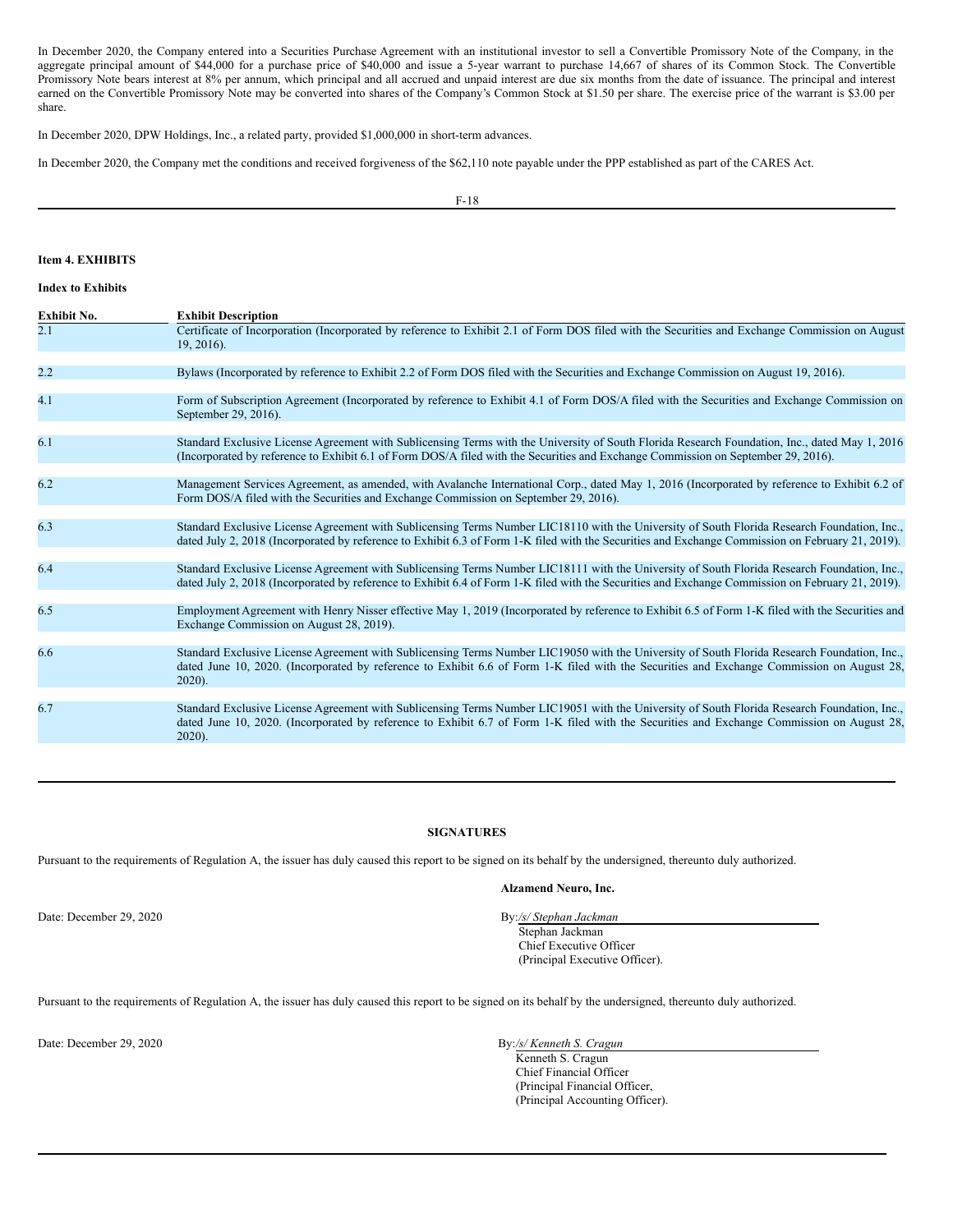In December 2020, the Company entered into a Securities Purchase Agreement with an institutional investor to sell a Convertible Promissory Note of the Company, in the aggregate principal amount of $44,000 for a purchase price of $40,000 and issue a 5-year warrant to purchase 14,667 of shares of its Common Stock. The Convertible Promissory Note bears interest at 8% per annum, which principal and all accrued and unpaid interest are due six months from the date of issuance. The principal and interest earned on the Convertible Promissory Note may be converted into shares of the Company's Common Stock at $1.50 per share. The exercise price of the warrant is $3.00 per share.

In December 2020, DPW Holdings, Inc., a related party, provided $1,000,000 in short-term advances.

In December 2020, the Company met the conditions and received forgiveness of the $62,110 note payable under the PPP established as part of the CARES Act.

**Item 4. EXHIBITS**

**Index to Exhibits**

| Exhibit No. | Exhibit Description |
|---|---|
| 2.1 | Certificate of Incorporation (Incorporated by reference to Exhibit 2.1 of Form DOS filed with the Securities and Exchange Commission on August 19, 2016). |
| 2.2 | Bylaws (Incorporated by reference to Exhibit 2.2 of Form DOS filed with the Securities and Exchange Commission on August 19, 2016). |
| 4.1 | Form of Subscription Agreement (Incorporated by reference to Exhibit 4.1 of Form DOS/A filed with the Securities and Exchange Commission on September 29, 2016). |
| 6.1 | Standard Exclusive License Agreement with Sublicensing Terms with the University of South Florida Research Foundation, Inc., dated May 1, 2016 (Incorporated by reference to Exhibit 6.1 of Form DOS/A filed with the Securities and Exchange Commission on September 29, 2016). |
| 6.2 | Management Services Agreement, as amended, with Avalanche International Corp., dated May 1, 2016 (Incorporated by reference to Exhibit 6.2 of Form DOS/A filed with the Securities and Exchange Commission on September 29, 2016). |
| 6.3 | Standard Exclusive License Agreement with Sublicensing Terms Number LIC18110 with the University of South Florida Research Foundation, Inc., dated July 2, 2018 (Incorporated by reference to Exhibit 6.3 of Form 1-K filed with the Securities and Exchange Commission on February 21, 2019). |
| 6.4 | Standard Exclusive License Agreement with Sublicensing Terms Number LIC18111 with the University of South Florida Research Foundation, Inc., dated July 2, 2018 (Incorporated by reference to Exhibit 6.4 of Form 1-K filed with the Securities and Exchange Commission on February 21, 2019). |
| 6.5 | Employment Agreement with Henry Nisser effective May 1, 2019 (Incorporated by reference to Exhibit 6.5 of Form 1-K filed with the Securities and Exchange Commission on August 28, 2019). |
| 6.6 | Standard Exclusive License Agreement with Sublicensing Terms Number LIC19050 with the University of South Florida Research Foundation, Inc., dated June 10, 2020. (Incorporated by reference to Exhibit 6.6 of Form 1-K filed with the Securities and Exchange Commission on August 28, 2020). |
| 6.7 | Standard Exclusive License Agreement with Sublicensing Terms Number LIC19051 with the University of South Florida Research Foundation, Inc., dated June 10, 2020. (Incorporated by reference to Exhibit 6.7 of Form 1-K filed with the Securities and Exchange Commission on August 28, 2020). |

**SIGNATURES**

Pursuant to the requirements of Regulation A, the issuer has duly caused this report to be signed on its behalf by the undersigned, thereunto duly authorized.

**Alzamend Neuro, Inc.**

Date: December 29, 2020

By: */s/ Stephan Jackman*
Stephan Jackman
Chief Executive Officer
(Principal Executive Officer).

Pursuant to the requirements of Regulation A, the issuer has duly caused this report to be signed on its behalf by the undersigned, thereunto duly authorized.

Date: December 29, 2020

By: */s/ Kenneth S. Cragun*
Kenneth S. Cragun
Chief Financial Officer
(Principal Financial Officer,
(Principal Accounting Officer).